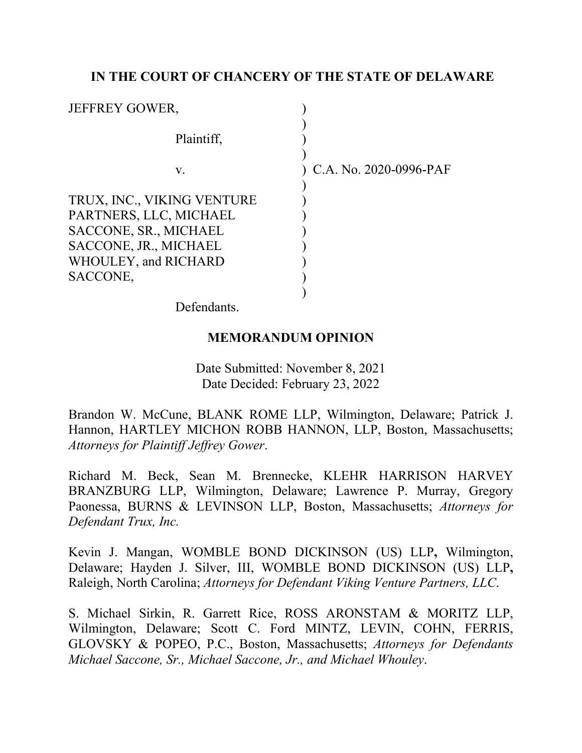**IN THE COURT OF CHANCERY OF THE STATE OF DELAWARE**

JEFFREY GOWER,

Plaintiff,

v.

TRUX, INC., VIKING VENTURE PARTNERS, LLC, MICHAEL SACCONE, SR., MICHAEL SACCONE, JR., MICHAEL WHOULEY, and RICHARD SACCONE,

Defendants.

C.A. No. 2020-0996-PAF

**MEMORANDUM OPINION**

Date Submitted: November 8, 2021
Date Decided: February 23, 2022

Brandon W. McCune, BLANK ROME LLP, Wilmington, Delaware; Patrick J. Hannon, HARTLEY MICHON ROBB HANNON, LLP, Boston, Massachusetts; *Attorneys for Plaintiff Jeffrey Gower*.

Richard M. Beck, Sean M. Brennecke, KLEHR HARRISON HARVEY BRANZBURG LLP, Wilmington, Delaware; Lawrence P. Murray, Gregory Paonessa, BURNS & LEVINSON LLP, Boston, Massachusetts; *Attorneys for Defendant Trux, Inc.*

Kevin J. Mangan, WOMBLE BOND DICKINSON (US) LLP**,** Wilmington, Delaware; Hayden J. Silver, III, WOMBLE BOND DICKINSON (US) LLP**,** Raleigh, North Carolina; *Attorneys for Defendant Viking Venture Partners, LLC*.

S. Michael Sirkin, R. Garrett Rice, ROSS ARONSTAM & MORITZ LLP, Wilmington, Delaware; Scott C. Ford MINTZ, LEVIN, COHN, FERRIS, GLOVSKY & POPEO, P.C., Boston, Massachusetts; *Attorneys for Defendants Michael Saccone, Sr., Michael Saccone, Jr., and Michael Whouley*.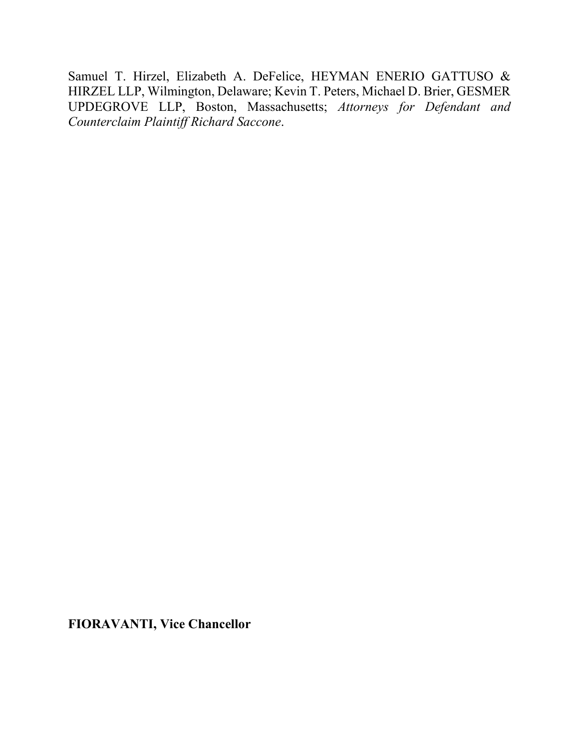Samuel T. Hirzel, Elizabeth A. DeFelice, HEYMAN ENERIO GATTUSO & HIRZEL LLP, Wilmington, Delaware; Kevin T. Peters, Michael D. Brier, GESMER UPDEGROVE LLP, Boston, Massachusetts; *Attorneys for Defendant and Counterclaim Plaintiff Richard Saccone*.

**FIORAVANTI, Vice Chancellor**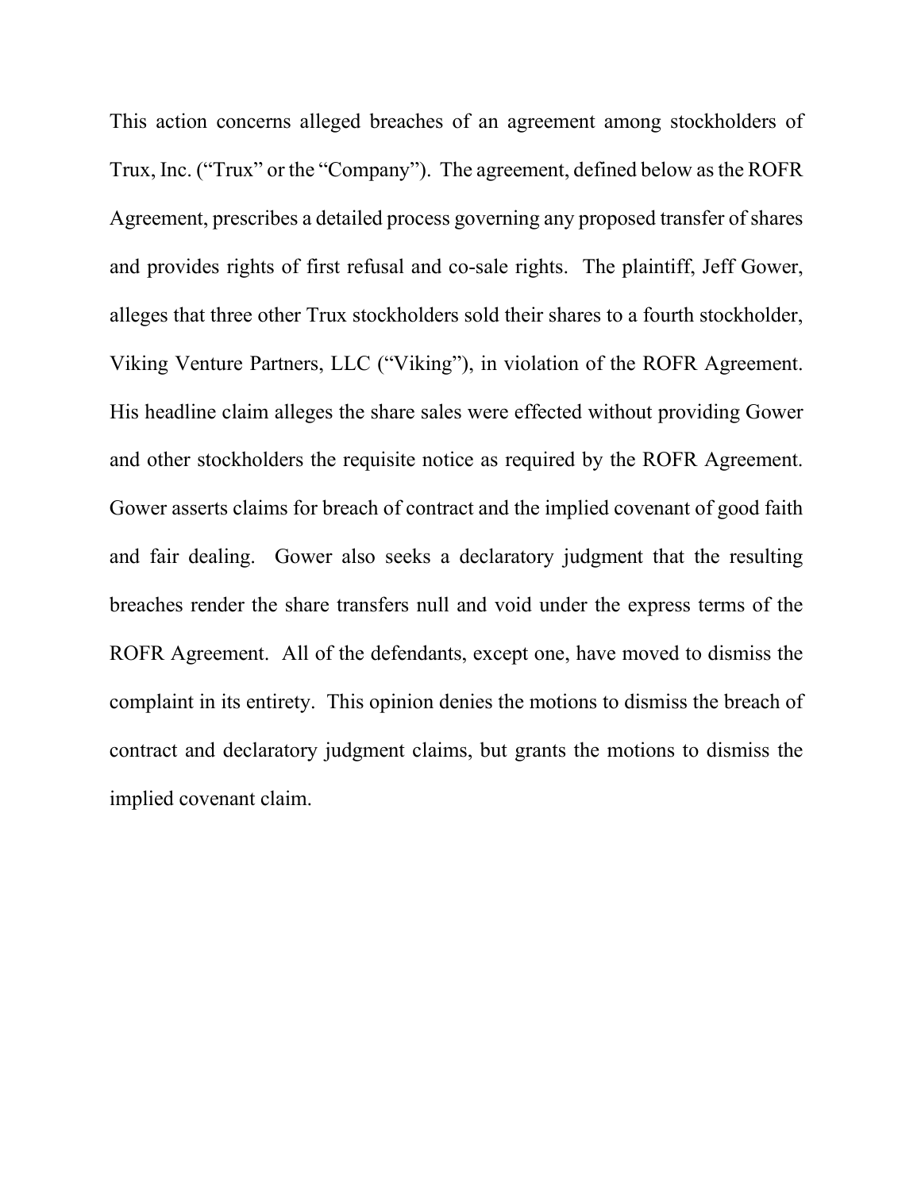This action concerns alleged breaches of an agreement among stockholders of Trux, Inc. ("Trux" or the "Company"). The agreement, defined below as the ROFR Agreement, prescribes a detailed process governing any proposed transfer of shares and provides rights of first refusal and co-sale rights. The plaintiff, Jeff Gower, alleges that three other Trux stockholders sold their shares to a fourth stockholder, Viking Venture Partners, LLC ("Viking"), in violation of the ROFR Agreement. His headline claim alleges the share sales were effected without providing Gower and other stockholders the requisite notice as required by the ROFR Agreement. Gower asserts claims for breach of contract and the implied covenant of good faith and fair dealing. Gower also seeks a declaratory judgment that the resulting breaches render the share transfers null and void under the express terms of the ROFR Agreement. All of the defendants, except one, have moved to dismiss the complaint in its entirety. This opinion denies the motions to dismiss the breach of contract and declaratory judgment claims, but grants the motions to dismiss the implied covenant claim.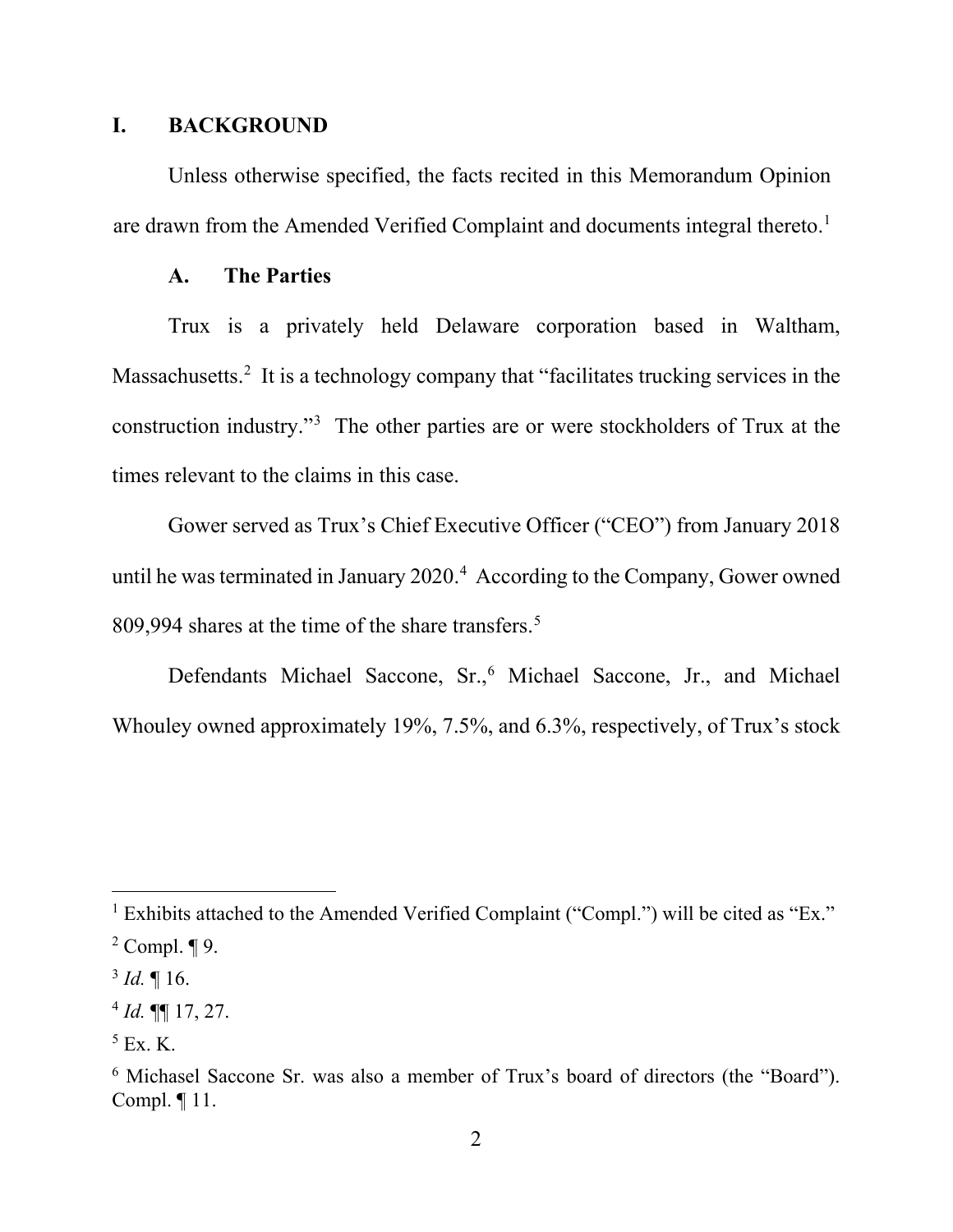## I. BACKGROUND

Unless otherwise specified, the facts recited in this Memorandum Opinion are drawn from the Amended Verified Complaint and documents integral thereto.[1]

### A. The Parties

Trux is a privately held Delaware corporation based in Waltham, Massachusetts.[2] It is a technology company that "facilitates trucking services in the construction industry."[3] The other parties are or were stockholders of Trux at the times relevant to the claims in this case.

Gower served as Trux's Chief Executive Officer ("CEO") from January 2018 until he was terminated in January 2020.[4] According to the Company, Gower owned 809,994 shares at the time of the share transfers.[5]

Defendants Michael Saccone, Sr.,[6] Michael Saccone, Jr., and Michael Whouley owned approximately 19%, 7.5%, and 6.3%, respectively, of Trux's stock

---

[1] Exhibits attached to the Amended Verified Complaint ("Compl.") will be cited as "Ex."

[2] Compl. ¶ 9.

[3] *Id.* ¶ 16.

[4] *Id.* ¶¶ 17, 27.

[5] Ex. K.

[6] Michasel Saccone Sr. was also a member of Trux's board of directors (the "Board"). Compl. ¶ 11.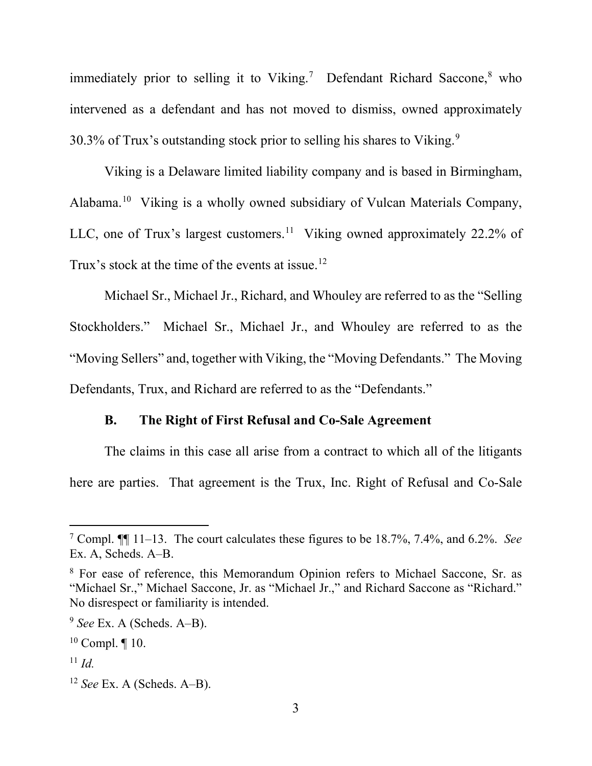immediately prior to selling it to Viking.[7] Defendant Richard Saccone,[8] who intervened as a defendant and has not moved to dismiss, owned approximately 30.3% of Trux's outstanding stock prior to selling his shares to Viking.[9]

Viking is a Delaware limited liability company and is based in Birmingham, Alabama.[10] Viking is a wholly owned subsidiary of Vulcan Materials Company, LLC, one of Trux's largest customers.[11] Viking owned approximately 22.2% of Trux's stock at the time of the events at issue.[12]

Michael Sr., Michael Jr., Richard, and Whouley are referred to as the "Selling Stockholders." Michael Sr., Michael Jr., and Whouley are referred to as the "Moving Sellers" and, together with Viking, the "Moving Defendants." The Moving Defendants, Trux, and Richard are referred to as the "Defendants."

### B. The Right of First Refusal and Co-Sale Agreement

The claims in this case all arise from a contract to which all of the litigants here are parties. That agreement is the Trux, Inc. Right of Refusal and Co-Sale

---

[7] Compl. ¶¶ 11–13. The court calculates these figures to be 18.7%, 7.4%, and 6.2%. *See* Ex. A, Scheds. A–B.

[8] For ease of reference, this Memorandum Opinion refers to Michael Saccone, Sr. as "Michael Sr.," Michael Saccone, Jr. as "Michael Jr.," and Richard Saccone as "Richard." No disrespect or familiarity is intended.

[9] *See* Ex. A (Scheds. A–B).

[10] Compl. ¶ 10.

[11] *Id.*

[12] *See* Ex. A (Scheds. A–B).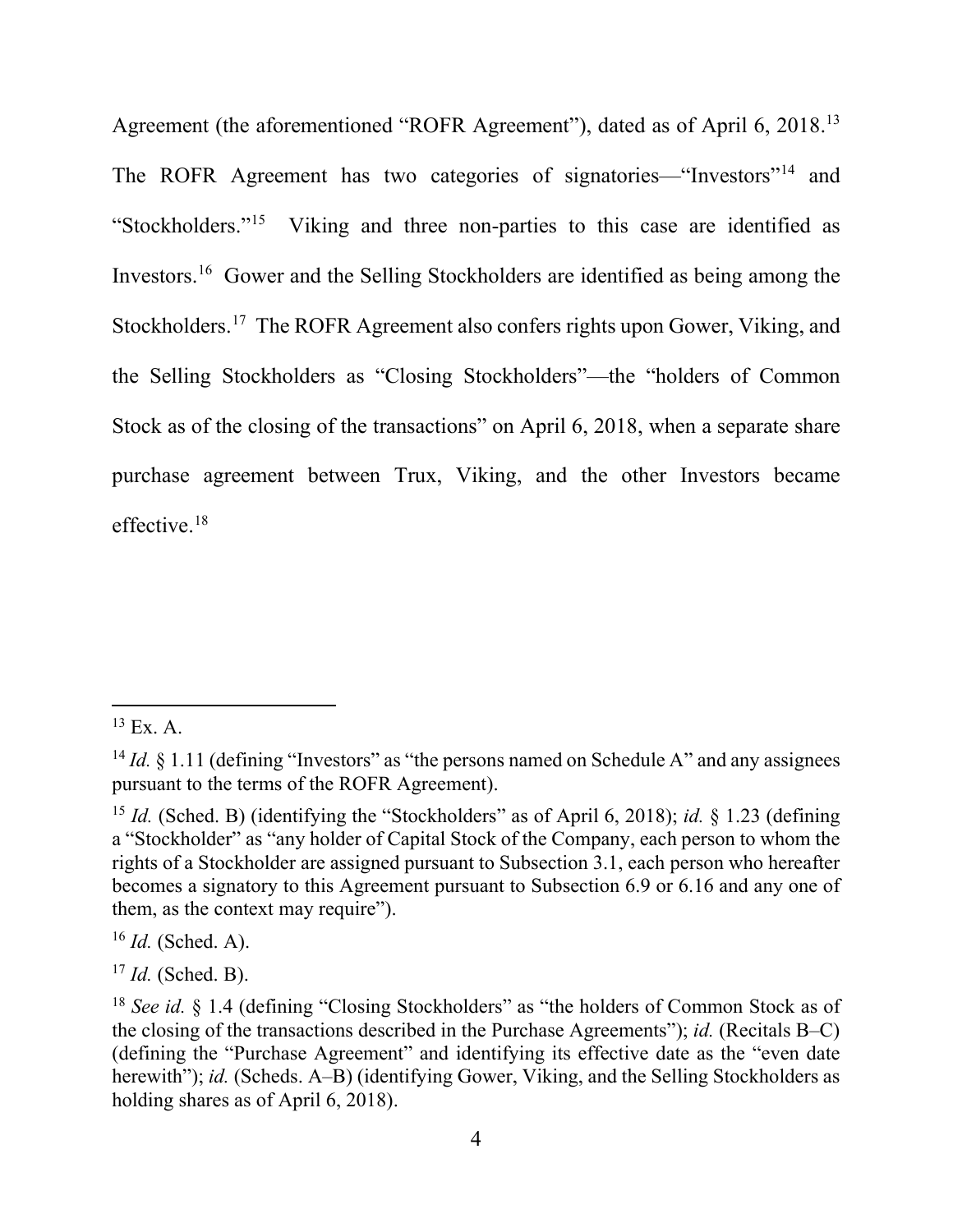Agreement (the aforementioned "ROFR Agreement"), dated as of April 6, 2018.[13] The ROFR Agreement has two categories of signatories—"Investors"[14] and "Stockholders."[15] Viking and three non-parties to this case are identified as Investors.[16] Gower and the Selling Stockholders are identified as being among the Stockholders.[17] The ROFR Agreement also confers rights upon Gower, Viking, and the Selling Stockholders as "Closing Stockholders"—the "holders of Common Stock as of the closing of the transactions" on April 6, 2018, when a separate share purchase agreement between Trux, Viking, and the other Investors became effective.[18]

---

[13] Ex. A.

[14] *Id.* § 1.11 (defining "Investors" as "the persons named on Schedule A" and any assignees pursuant to the terms of the ROFR Agreement).

[15] *Id.* (Sched. B) (identifying the "Stockholders" as of April 6, 2018); *id.* § 1.23 (defining a "Stockholder" as "any holder of Capital Stock of the Company, each person to whom the rights of a Stockholder are assigned pursuant to Subsection 3.1, each person who hereafter becomes a signatory to this Agreement pursuant to Subsection 6.9 or 6.16 and any one of them, as the context may require").

[16] *Id.* (Sched. A).

[17] *Id.* (Sched. B).

[18] *See id.* § 1.4 (defining "Closing Stockholders" as "the holders of Common Stock as of the closing of the transactions described in the Purchase Agreements"); *id.* (Recitals B–C) (defining the "Purchase Agreement" and identifying its effective date as the "even date herewith"); *id.* (Scheds. A–B) (identifying Gower, Viking, and the Selling Stockholders as holding shares as of April 6, 2018).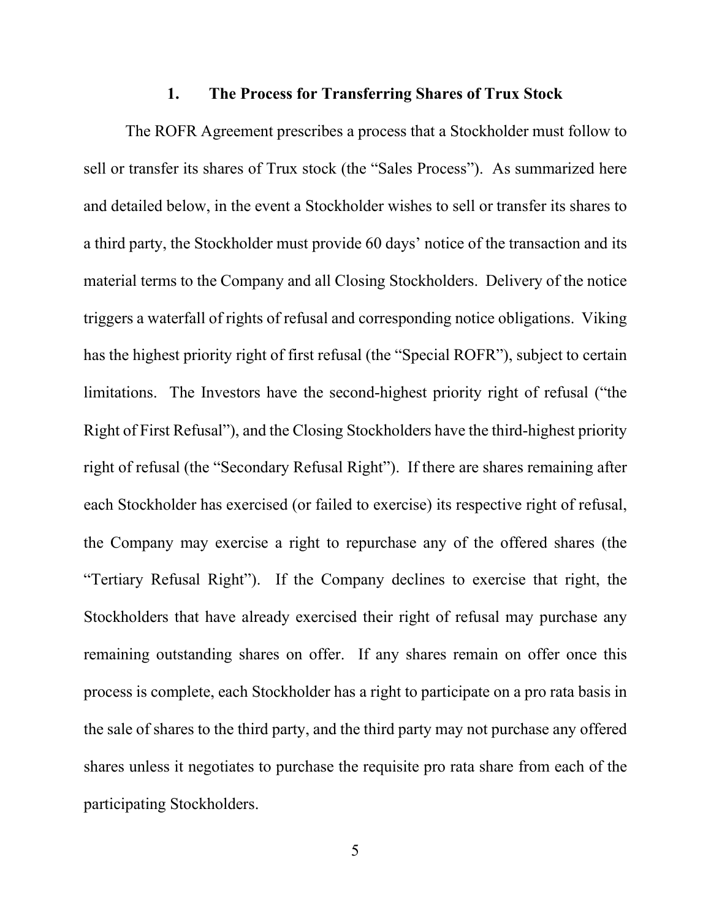### 1. The Process for Transferring Shares of Trux Stock

The ROFR Agreement prescribes a process that a Stockholder must follow to sell or transfer its shares of Trux stock (the "Sales Process"). As summarized here and detailed below, in the event a Stockholder wishes to sell or transfer its shares to a third party, the Stockholder must provide 60 days' notice of the transaction and its material terms to the Company and all Closing Stockholders. Delivery of the notice triggers a waterfall of rights of refusal and corresponding notice obligations. Viking has the highest priority right of first refusal (the "Special ROFR"), subject to certain limitations. The Investors have the second-highest priority right of refusal ("the Right of First Refusal"), and the Closing Stockholders have the third-highest priority right of refusal (the "Secondary Refusal Right"). If there are shares remaining after each Stockholder has exercised (or failed to exercise) its respective right of refusal, the Company may exercise a right to repurchase any of the offered shares (the "Tertiary Refusal Right"). If the Company declines to exercise that right, the Stockholders that have already exercised their right of refusal may purchase any remaining outstanding shares on offer. If any shares remain on offer once this process is complete, each Stockholder has a right to participate on a pro rata basis in the sale of shares to the third party, and the third party may not purchase any offered shares unless it negotiates to purchase the requisite pro rata share from each of the participating Stockholders.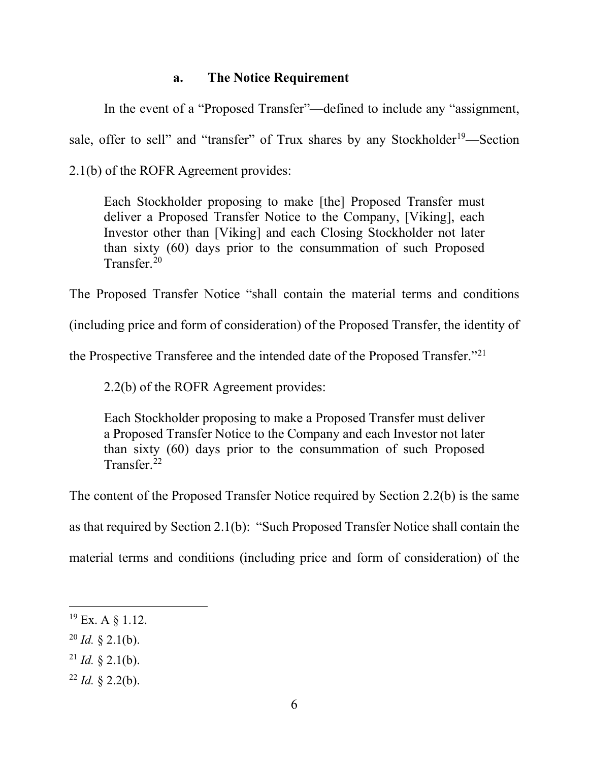### a. The Notice Requirement

In the event of a "Proposed Transfer"—defined to include any "assignment, sale, offer to sell" and "transfer" of Trux shares by any Stockholder[19]—Section 2.1(b) of the ROFR Agreement provides:

> Each Stockholder proposing to make [the] Proposed Transfer must deliver a Proposed Transfer Notice to the Company, [Viking], each Investor other than [Viking] and each Closing Stockholder not later than sixty (60) days prior to the consummation of such Proposed Transfer.[20]

The Proposed Transfer Notice "shall contain the material terms and conditions (including price and form of consideration) of the Proposed Transfer, the identity of the Prospective Transferee and the intended date of the Proposed Transfer."[21]

2.2(b) of the ROFR Agreement provides:

> Each Stockholder proposing to make a Proposed Transfer must deliver a Proposed Transfer Notice to the Company and each Investor not later than sixty (60) days prior to the consummation of such Proposed Transfer.[22]

The content of the Proposed Transfer Notice required by Section 2.2(b) is the same as that required by Section 2.1(b): "Such Proposed Transfer Notice shall contain the material terms and conditions (including price and form of consideration) of the

---

[19] Ex. A § 1.12.

[20] *Id.* § 2.1(b).

[21] *Id.* § 2.1(b).

[22] *Id.* § 2.2(b).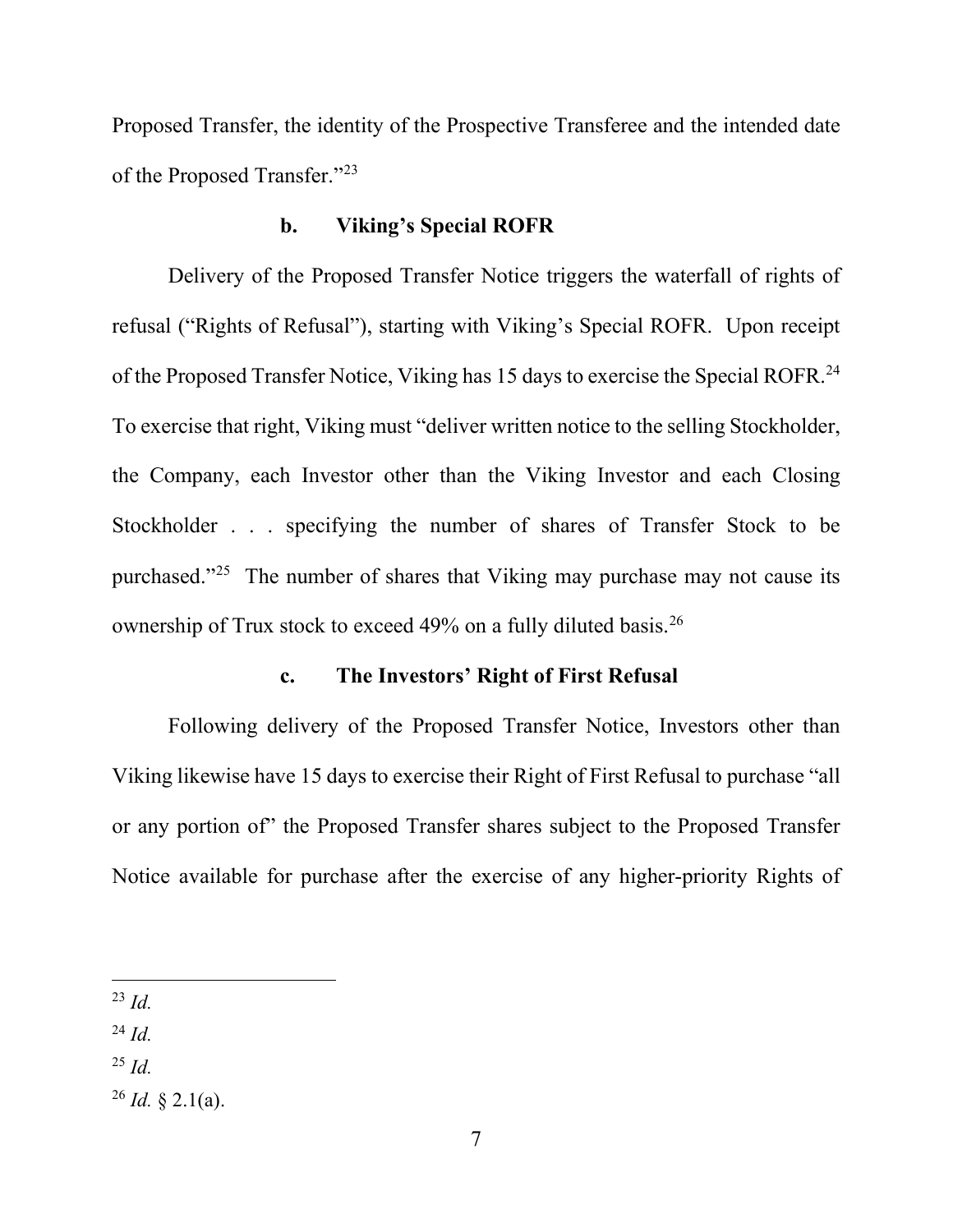Proposed Transfer, the identity of the Prospective Transferee and the intended date of the Proposed Transfer."[23]

### b. Viking's Special ROFR

Delivery of the Proposed Transfer Notice triggers the waterfall of rights of refusal ("Rights of Refusal"), starting with Viking's Special ROFR. Upon receipt of the Proposed Transfer Notice, Viking has 15 days to exercise the Special ROFR.[24] To exercise that right, Viking must "deliver written notice to the selling Stockholder, the Company, each Investor other than the Viking Investor and each Closing Stockholder . . . specifying the number of shares of Transfer Stock to be purchased."[25] The number of shares that Viking may purchase may not cause its ownership of Trux stock to exceed 49% on a fully diluted basis.[26]

### c. The Investors' Right of First Refusal

Following delivery of the Proposed Transfer Notice, Investors other than Viking likewise have 15 days to exercise their Right of First Refusal to purchase "all or any portion of" the Proposed Transfer shares subject to the Proposed Transfer Notice available for purchase after the exercise of any higher-priority Rights of

---

[23] *Id.*

[24] *Id.*

[25] *Id.*

[26] *Id.* § 2.1(a).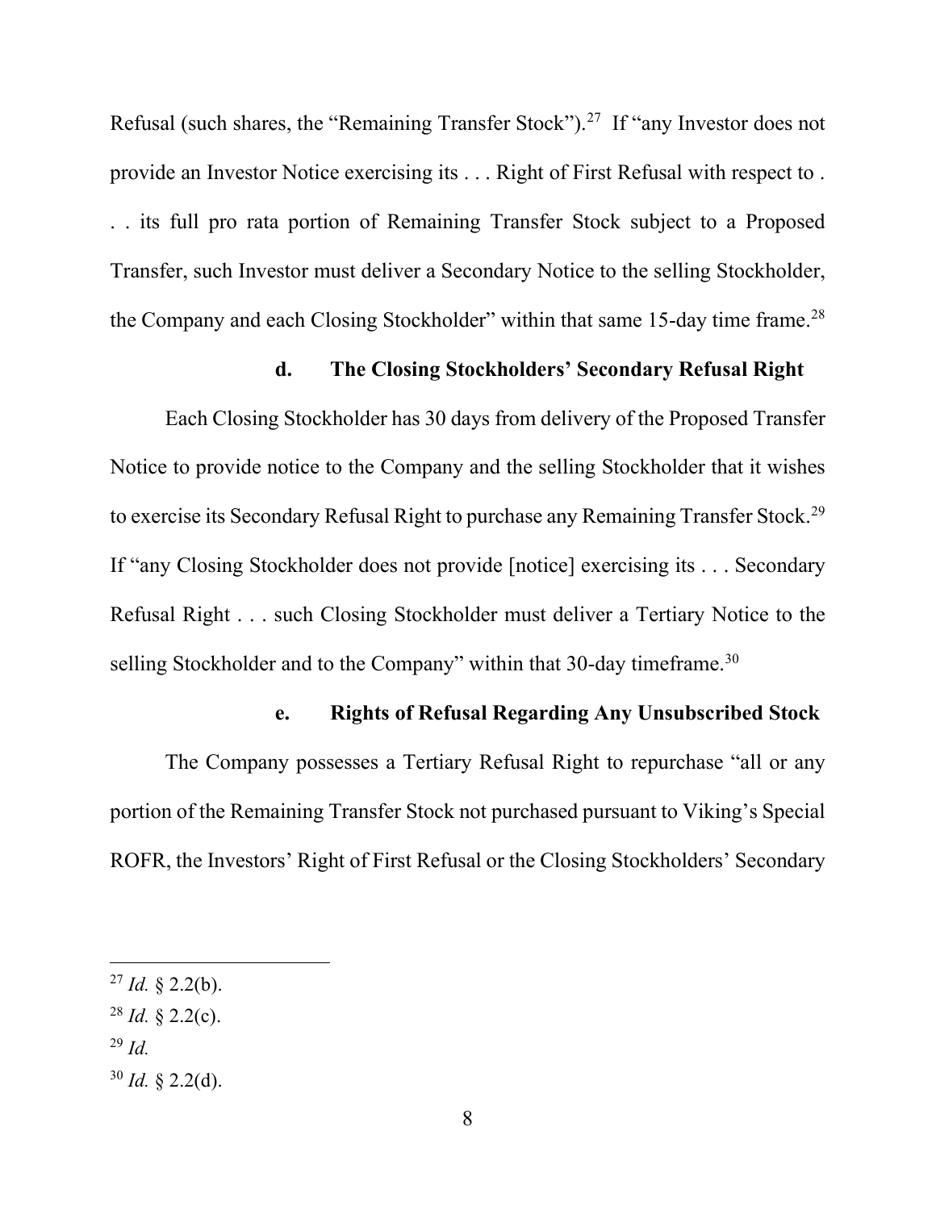Refusal (such shares, the "Remaining Transfer Stock").[27] If "any Investor does not provide an Investor Notice exercising its . . . Right of First Refusal with respect to . . . its full pro rata portion of Remaining Transfer Stock subject to a Proposed Transfer, such Investor must deliver a Secondary Notice to the selling Stockholder, the Company and each Closing Stockholder" within that same 15-day time frame.[28]

#### d. The Closing Stockholders' Secondary Refusal Right

Each Closing Stockholder has 30 days from delivery of the Proposed Transfer Notice to provide notice to the Company and the selling Stockholder that it wishes to exercise its Secondary Refusal Right to purchase any Remaining Transfer Stock.[29] If "any Closing Stockholder does not provide [notice] exercising its . . . Secondary Refusal Right . . . such Closing Stockholder must deliver a Tertiary Notice to the selling Stockholder and to the Company" within that 30-day timeframe.[30]

#### e. Rights of Refusal Regarding Any Unsubscribed Stock

The Company possesses a Tertiary Refusal Right to repurchase "all or any portion of the Remaining Transfer Stock not purchased pursuant to Viking's Special ROFR, the Investors' Right of First Refusal or the Closing Stockholders' Secondary

---

[27] *Id.* § 2.2(b).

[28] *Id.* § 2.2(c).

[29] *Id.*

[30] *Id.* § 2.2(d).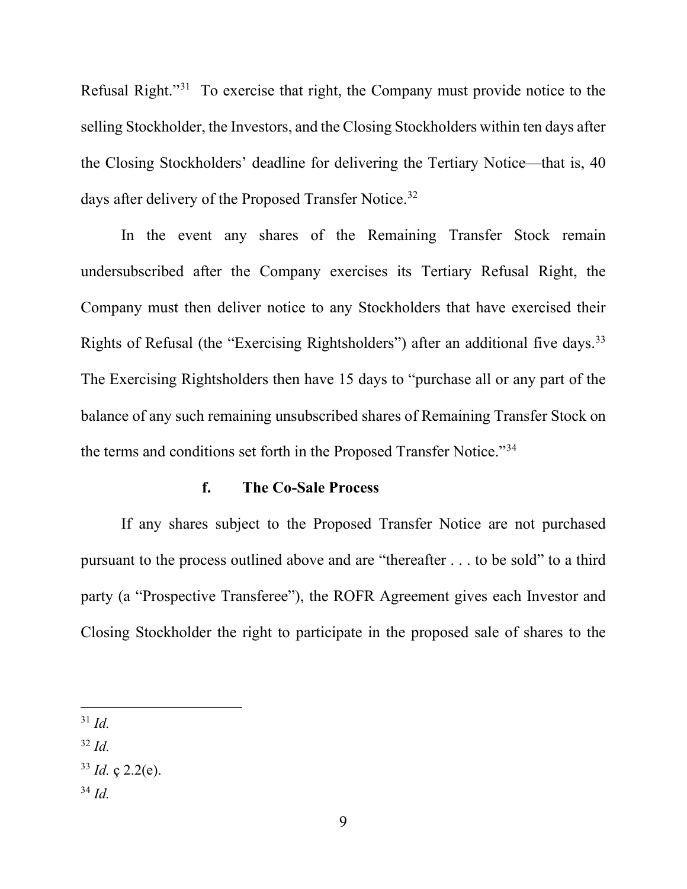Refusal Right."[31] To exercise that right, the Company must provide notice to the selling Stockholder, the Investors, and the Closing Stockholders within ten days after the Closing Stockholders' deadline for delivering the Tertiary Notice—that is, 40 days after delivery of the Proposed Transfer Notice.[32]

In the event any shares of the Remaining Transfer Stock remain undersubscribed after the Company exercises its Tertiary Refusal Right, the Company must then deliver notice to any Stockholders that have exercised their Rights of Refusal (the "Exercising Rightsholders") after an additional five days.[33] The Exercising Rightsholders then have 15 days to "purchase all or any part of the balance of any such remaining unsubscribed shares of Remaining Transfer Stock on the terms and conditions set forth in the Proposed Transfer Notice."[34]

#### f. The Co-Sale Process

If any shares subject to the Proposed Transfer Notice are not purchased pursuant to the process outlined above and are "thereafter . . . to be sold" to a third party (a "Prospective Transferee"), the ROFR Agreement gives each Investor and Closing Stockholder the right to participate in the proposed sale of shares to the

---

[31] *Id.*

[32] *Id.*

[33] *Id.* ç 2.2(e).

[34] *Id.*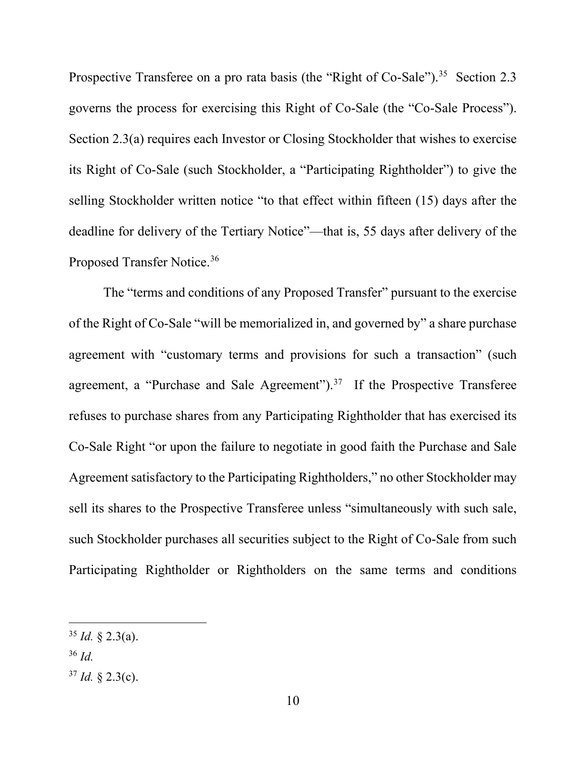Prospective Transferee on a pro rata basis (the "Right of Co-Sale").[35] Section 2.3 governs the process for exercising this Right of Co-Sale (the "Co-Sale Process"). Section 2.3(a) requires each Investor or Closing Stockholder that wishes to exercise its Right of Co-Sale (such Stockholder, a "Participating Rightholder") to give the selling Stockholder written notice "to that effect within fifteen (15) days after the deadline for delivery of the Tertiary Notice"—that is, 55 days after delivery of the Proposed Transfer Notice.[36]

The "terms and conditions of any Proposed Transfer" pursuant to the exercise of the Right of Co-Sale "will be memorialized in, and governed by" a share purchase agreement with "customary terms and provisions for such a transaction" (such agreement, a "Purchase and Sale Agreement").[37] If the Prospective Transferee refuses to purchase shares from any Participating Rightholder that has exercised its Co-Sale Right "or upon the failure to negotiate in good faith the Purchase and Sale Agreement satisfactory to the Participating Rightholders," no other Stockholder may sell its shares to the Prospective Transferee unless "simultaneously with such sale, such Stockholder purchases all securities subject to the Right of Co-Sale from such Participating Rightholder or Rightholders on the same terms and conditions

---

[35] *Id.* § 2.3(a).

[36] *Id.*

[37] *Id.* § 2.3(c).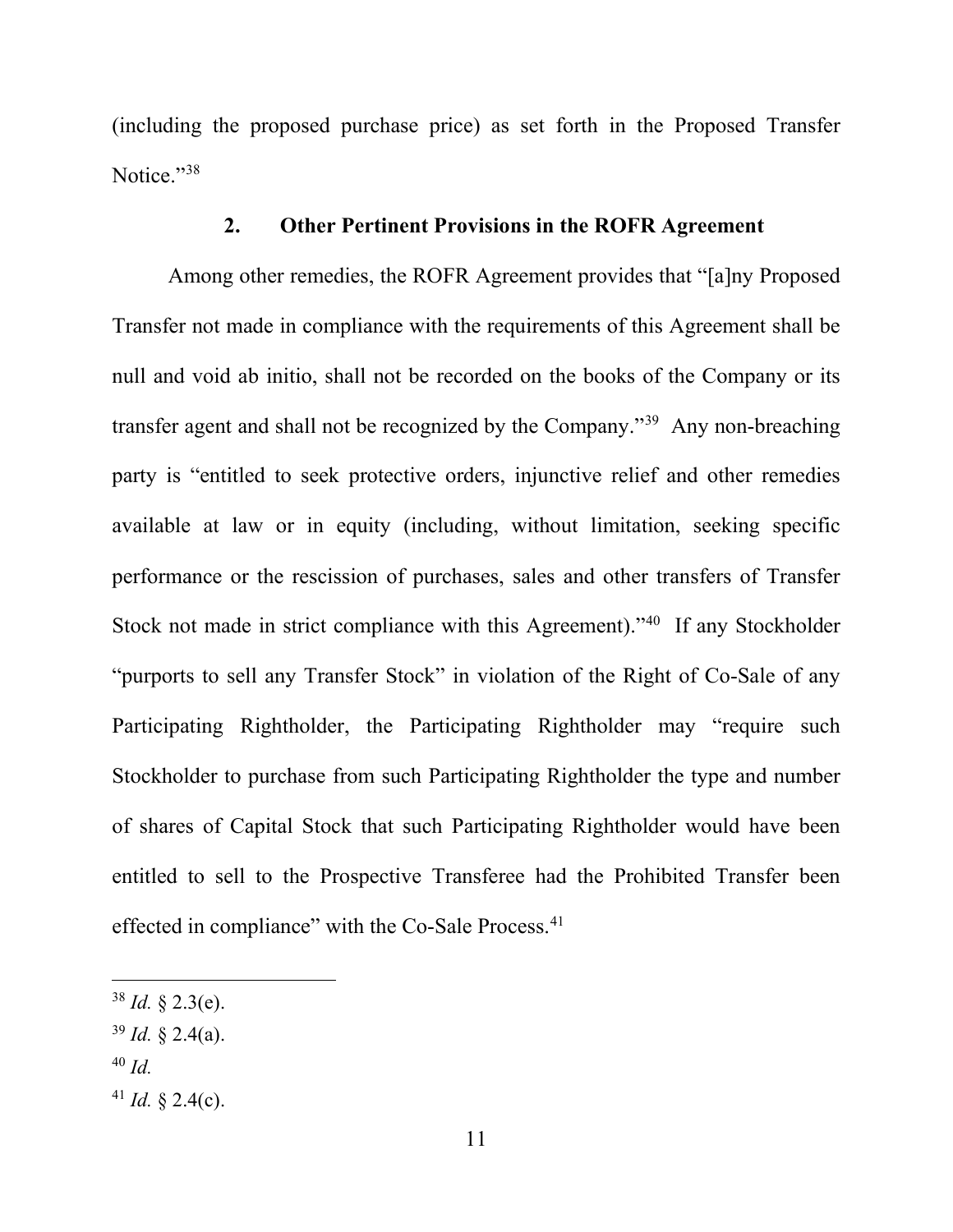(including the proposed purchase price) as set forth in the Proposed Transfer Notice."[38]

### 2. Other Pertinent Provisions in the ROFR Agreement

Among other remedies, the ROFR Agreement provides that "[a]ny Proposed Transfer not made in compliance with the requirements of this Agreement shall be null and void ab initio, shall not be recorded on the books of the Company or its transfer agent and shall not be recognized by the Company."[39] Any non-breaching party is "entitled to seek protective orders, injunctive relief and other remedies available at law or in equity (including, without limitation, seeking specific performance or the rescission of purchases, sales and other transfers of Transfer Stock not made in strict compliance with this Agreement)."[40] If any Stockholder "purports to sell any Transfer Stock" in violation of the Right of Co-Sale of any Participating Rightholder, the Participating Rightholder may "require such Stockholder to purchase from such Participating Rightholder the type and number of shares of Capital Stock that such Participating Rightholder would have been entitled to sell to the Prospective Transferee had the Prohibited Transfer been effected in compliance" with the Co-Sale Process.[41]

---

[38] *Id.* § 2.3(e).

[39] *Id.* § 2.4(a).

[40] *Id.*

[41] *Id.* § 2.4(c).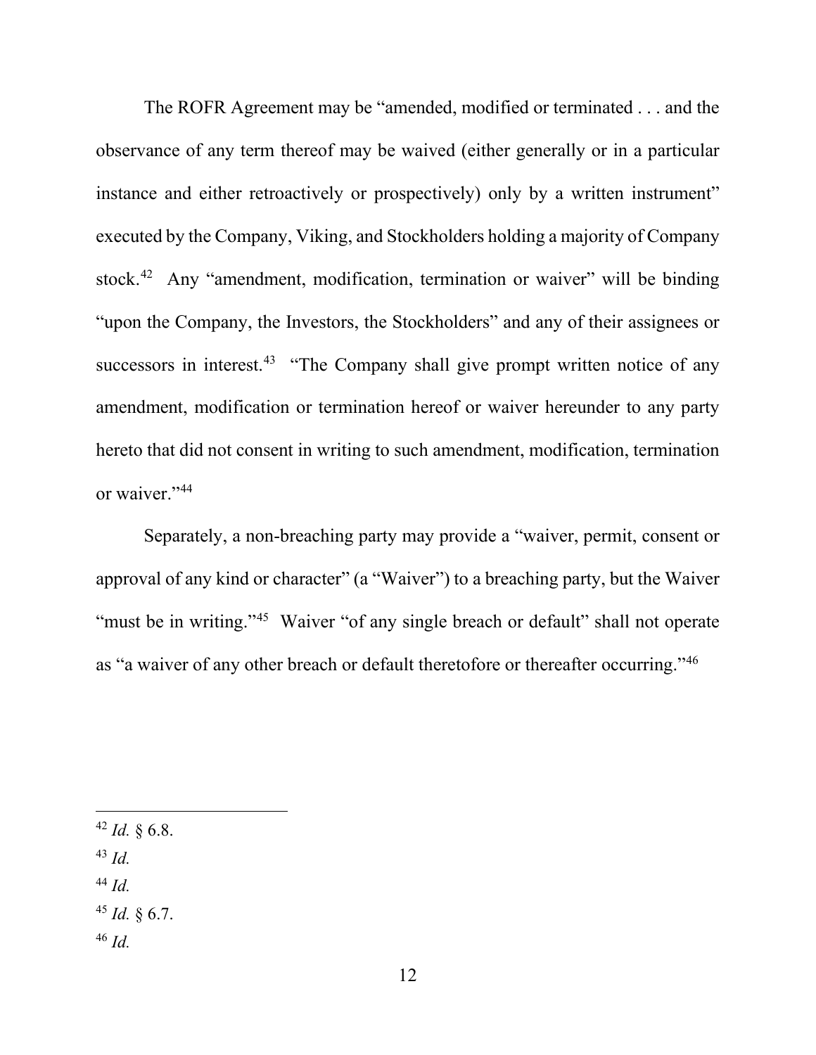The ROFR Agreement may be "amended, modified or terminated . . . and the observance of any term thereof may be waived (either generally or in a particular instance and either retroactively or prospectively) only by a written instrument" executed by the Company, Viking, and Stockholders holding a majority of Company stock.[42] Any "amendment, modification, termination or waiver" will be binding "upon the Company, the Investors, the Stockholders" and any of their assignees or successors in interest.[43] "The Company shall give prompt written notice of any amendment, modification or termination hereof or waiver hereunder to any party hereto that did not consent in writing to such amendment, modification, termination or waiver."[44]

Separately, a non-breaching party may provide a "waiver, permit, consent or approval of any kind or character" (a "Waiver") to a breaching party, but the Waiver "must be in writing."[45] Waiver "of any single breach or default" shall not operate as "a waiver of any other breach or default theretofore or thereafter occurring."[46]

---

[42] *Id.* § 6.8.

[43] *Id.*

[44] *Id.*

[45] *Id.* § 6.7.

[46] *Id.*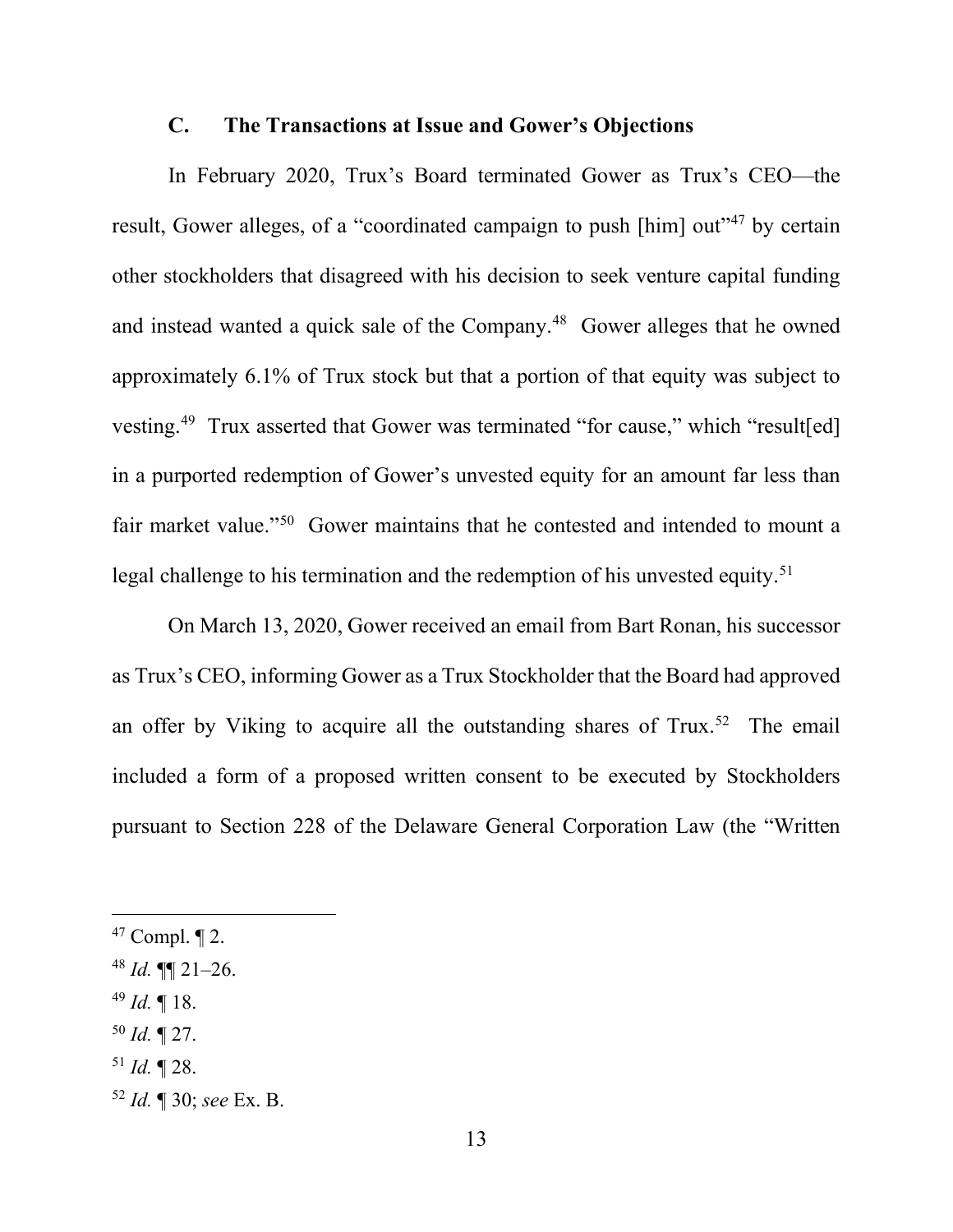### C. The Transactions at Issue and Gower's Objections

In February 2020, Trux's Board terminated Gower as Trux's CEO—the result, Gower alleges, of a "coordinated campaign to push [him] out"[47] by certain other stockholders that disagreed with his decision to seek venture capital funding and instead wanted a quick sale of the Company.[48] Gower alleges that he owned approximately 6.1% of Trux stock but that a portion of that equity was subject to vesting.[49] Trux asserted that Gower was terminated "for cause," which "result[ed] in a purported redemption of Gower's unvested equity for an amount far less than fair market value."[50] Gower maintains that he contested and intended to mount a legal challenge to his termination and the redemption of his unvested equity.[51]

On March 13, 2020, Gower received an email from Bart Ronan, his successor as Trux's CEO, informing Gower as a Trux Stockholder that the Board had approved an offer by Viking to acquire all the outstanding shares of Trux.[52] The email included a form of a proposed written consent to be executed by Stockholders pursuant to Section 228 of the Delaware General Corporation Law (the "Written

---

[47] Compl. ¶ 2.

[48] *Id.* ¶¶ 21–26.

[49] *Id.* ¶ 18.

[50] *Id.* ¶ 27.

[51] *Id.* ¶ 28.

[52] *Id.* ¶ 30; *see* Ex. B.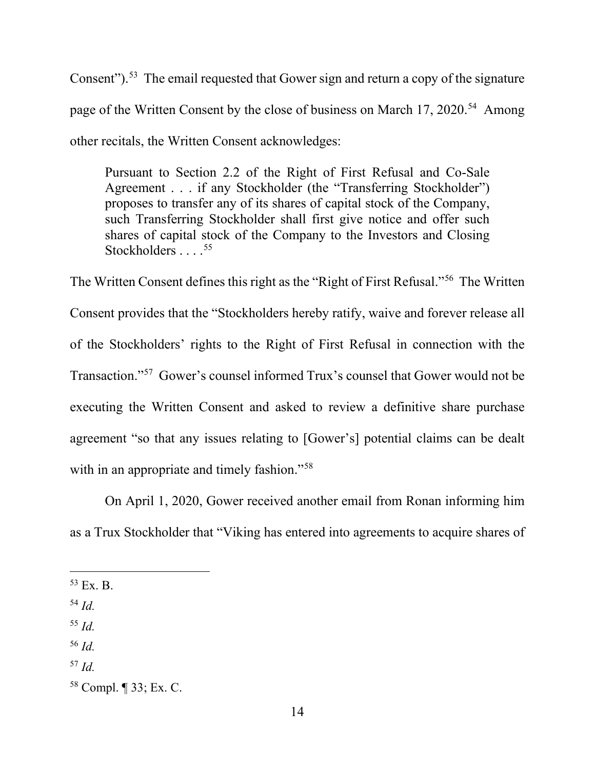Consent").[53] The email requested that Gower sign and return a copy of the signature page of the Written Consent by the close of business on March 17, 2020.[54] Among other recitals, the Written Consent acknowledges:

> Pursuant to Section 2.2 of the Right of First Refusal and Co-Sale Agreement . . . if any Stockholder (the "Transferring Stockholder") proposes to transfer any of its shares of capital stock of the Company, such Transferring Stockholder shall first give notice and offer such shares of capital stock of the Company to the Investors and Closing Stockholders . . . .[55]

The Written Consent defines this right as the "Right of First Refusal."[56] The Written Consent provides that the "Stockholders hereby ratify, waive and forever release all of the Stockholders' rights to the Right of First Refusal in connection with the Transaction."[57] Gower's counsel informed Trux's counsel that Gower would not be executing the Written Consent and asked to review a definitive share purchase agreement "so that any issues relating to [Gower's] potential claims can be dealt with in an appropriate and timely fashion."[58]

On April 1, 2020, Gower received another email from Ronan informing him as a Trux Stockholder that "Viking has entered into agreements to acquire shares of

---

[53] Ex. B.

[54] *Id.*

[55] *Id.*

[56] *Id.*

[57] *Id.*

[58] Compl. ¶ 33; Ex. C.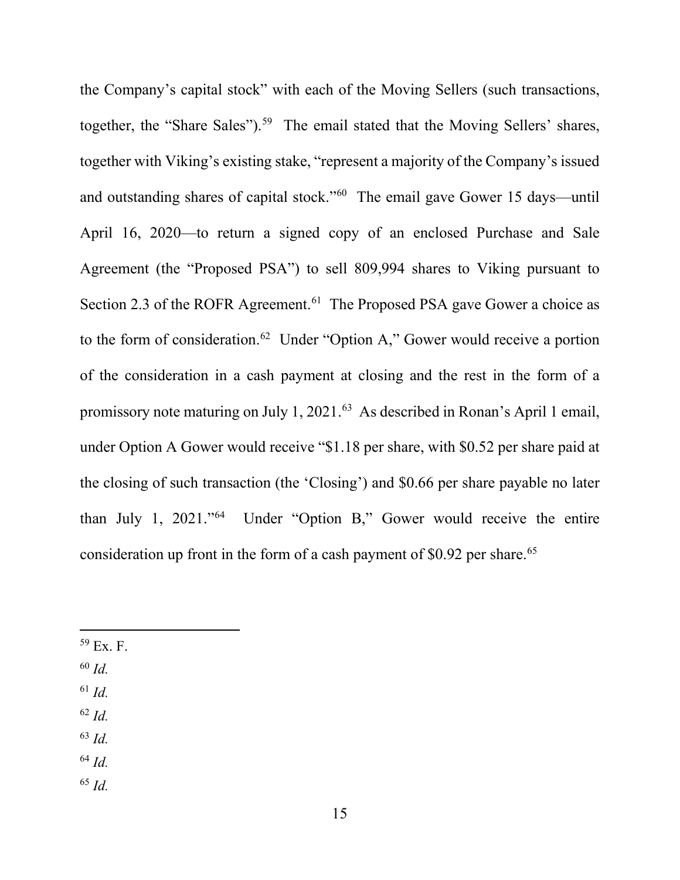the Company's capital stock" with each of the Moving Sellers (such transactions, together, the "Share Sales").[59] The email stated that the Moving Sellers' shares, together with Viking's existing stake, "represent a majority of the Company's issued and outstanding shares of capital stock."[60] The email gave Gower 15 days—until April 16, 2020—to return a signed copy of an enclosed Purchase and Sale Agreement (the "Proposed PSA") to sell 809,994 shares to Viking pursuant to Section 2.3 of the ROFR Agreement.[61] The Proposed PSA gave Gower a choice as to the form of consideration.[62] Under "Option A," Gower would receive a portion of the consideration in a cash payment at closing and the rest in the form of a promissory note maturing on July 1, 2021.[63] As described in Ronan's April 1 email, under Option A Gower would receive "$1.18 per share, with $0.52 per share paid at the closing of such transaction (the 'Closing') and $0.66 per share payable no later than July 1, 2021."[64] Under "Option B," Gower would receive the entire consideration up front in the form of a cash payment of $0.92 per share.[65]

---

[59] Ex. F.

[60] *Id.*

[61] *Id.*

[62] *Id.*

[63] *Id.*

[64] *Id.*

[65] *Id.*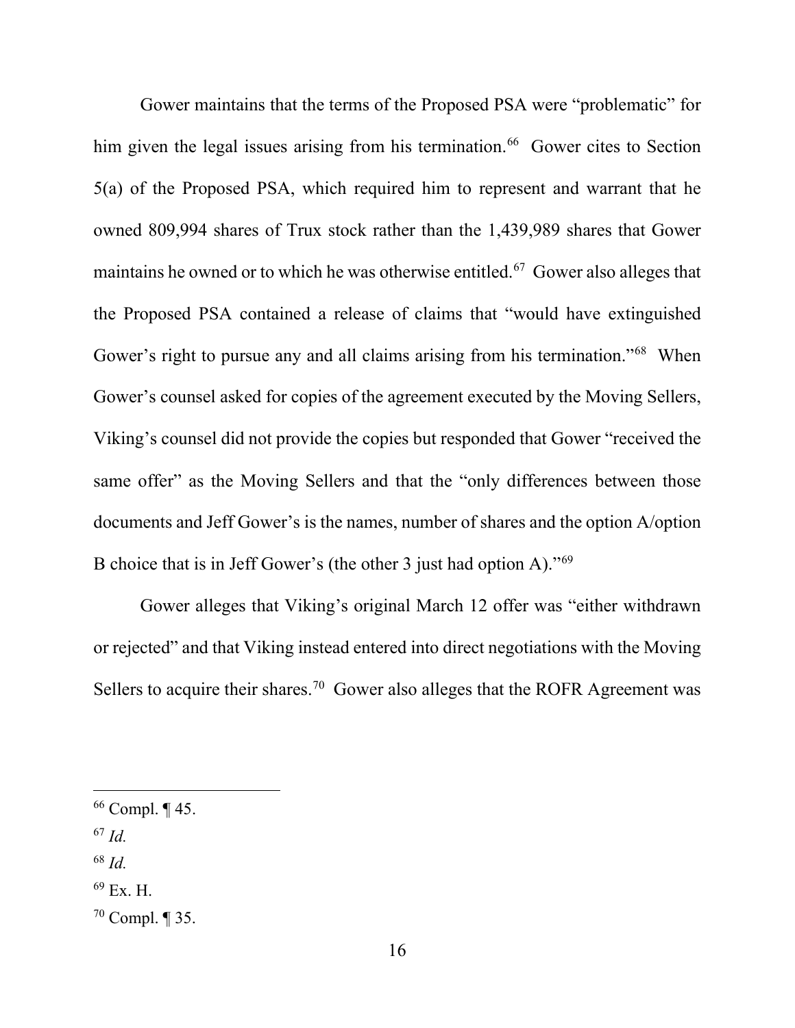Gower maintains that the terms of the Proposed PSA were "problematic" for him given the legal issues arising from his termination.[66] Gower cites to Section 5(a) of the Proposed PSA, which required him to represent and warrant that he owned 809,994 shares of Trux stock rather than the 1,439,989 shares that Gower maintains he owned or to which he was otherwise entitled.[67] Gower also alleges that the Proposed PSA contained a release of claims that "would have extinguished Gower's right to pursue any and all claims arising from his termination."[68] When Gower's counsel asked for copies of the agreement executed by the Moving Sellers, Viking's counsel did not provide the copies but responded that Gower "received the same offer" as the Moving Sellers and that the "only differences between those documents and Jeff Gower's is the names, number of shares and the option A/option B choice that is in Jeff Gower's (the other 3 just had option A)."[69]

Gower alleges that Viking's original March 12 offer was "either withdrawn or rejected" and that Viking instead entered into direct negotiations with the Moving Sellers to acquire their shares.[70] Gower also alleges that the ROFR Agreement was

---

[66] Compl. ¶ 45.

[67] *Id.*

[68] *Id.*

[69] Ex. H.

[70] Compl. ¶ 35.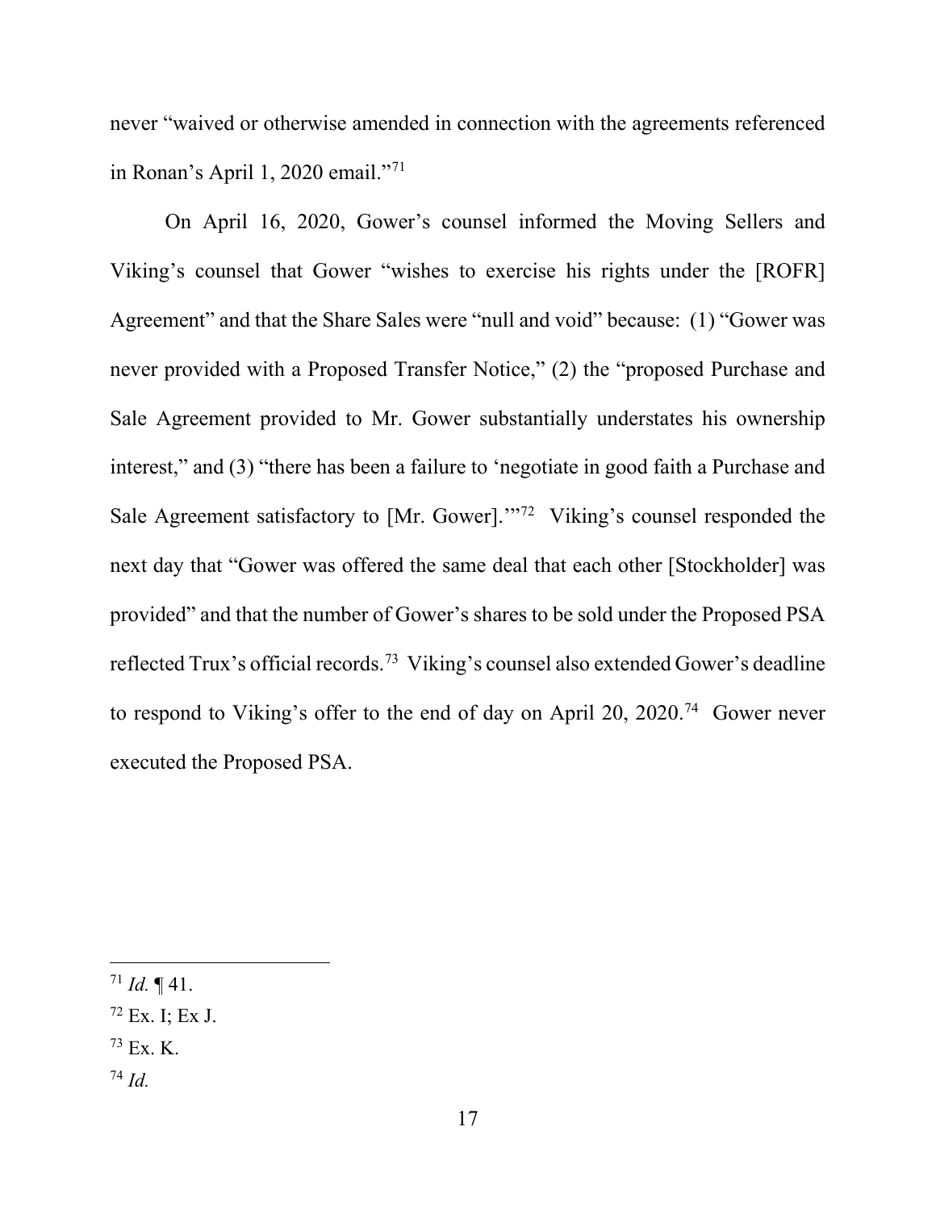never "waived or otherwise amended in connection with the agreements referenced in Ronan's April 1, 2020 email."[71]

On April 16, 2020, Gower's counsel informed the Moving Sellers and Viking's counsel that Gower "wishes to exercise his rights under the [ROFR] Agreement" and that the Share Sales were "null and void" because: (1) "Gower was never provided with a Proposed Transfer Notice," (2) the "proposed Purchase and Sale Agreement provided to Mr. Gower substantially understates his ownership interest," and (3) "there has been a failure to 'negotiate in good faith a Purchase and Sale Agreement satisfactory to [Mr. Gower].'"[72] Viking's counsel responded the next day that "Gower was offered the same deal that each other [Stockholder] was provided" and that the number of Gower's shares to be sold under the Proposed PSA reflected Trux's official records.[73] Viking's counsel also extended Gower's deadline to respond to Viking's offer to the end of day on April 20, 2020.[74] Gower never executed the Proposed PSA.

---

[71] *Id.* ¶ 41.

[72] Ex. I; Ex J.

[73] Ex. K.

[74] *Id.*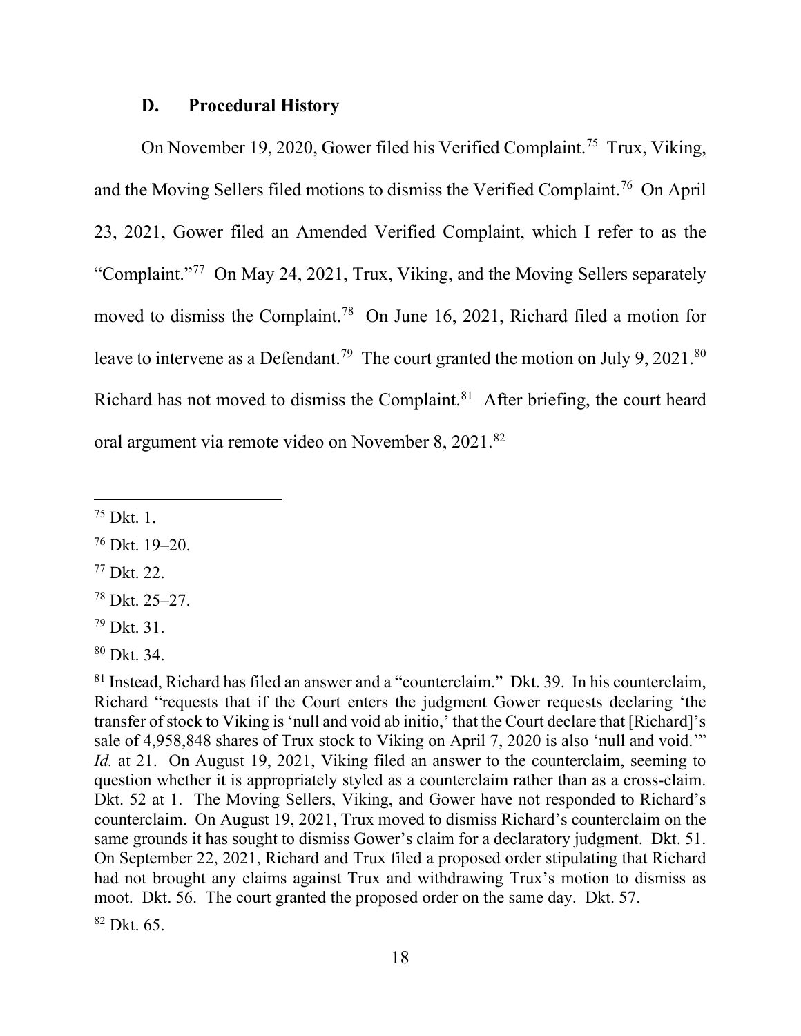### D. Procedural History

On November 19, 2020, Gower filed his Verified Complaint.[75] Trux, Viking, and the Moving Sellers filed motions to dismiss the Verified Complaint.[76] On April 23, 2021, Gower filed an Amended Verified Complaint, which I refer to as the "Complaint."[77] On May 24, 2021, Trux, Viking, and the Moving Sellers separately moved to dismiss the Complaint.[78] On June 16, 2021, Richard filed a motion for leave to intervene as a Defendant.[79] The court granted the motion on July 9, 2021.[80] Richard has not moved to dismiss the Complaint.[81] After briefing, the court heard oral argument via remote video on November 8, 2021.[82]

---

[75] Dkt. 1.

[76] Dkt. 19–20.

[77] Dkt. 22.

[78] Dkt. 25–27.

[79] Dkt. 31.

[80] Dkt. 34.

[81] Instead, Richard has filed an answer and a "counterclaim." Dkt. 39. In his counterclaim, Richard "requests that if the Court enters the judgment Gower requests declaring 'the transfer of stock to Viking is 'null and void ab initio,' that the Court declare that [Richard]'s sale of 4,958,848 shares of Trux stock to Viking on April 7, 2020 is also 'null and void.'" *Id.* at 21. On August 19, 2021, Viking filed an answer to the counterclaim, seeming to question whether it is appropriately styled as a counterclaim rather than as a cross-claim. Dkt. 52 at 1. The Moving Sellers, Viking, and Gower have not responded to Richard's counterclaim. On August 19, 2021, Trux moved to dismiss Richard's counterclaim on the same grounds it has sought to dismiss Gower's claim for a declaratory judgment. Dkt. 51. On September 22, 2021, Richard and Trux filed a proposed order stipulating that Richard had not brought any claims against Trux and withdrawing Trux's motion to dismiss as moot. Dkt. 56. The court granted the proposed order on the same day. Dkt. 57.

[82] Dkt. 65.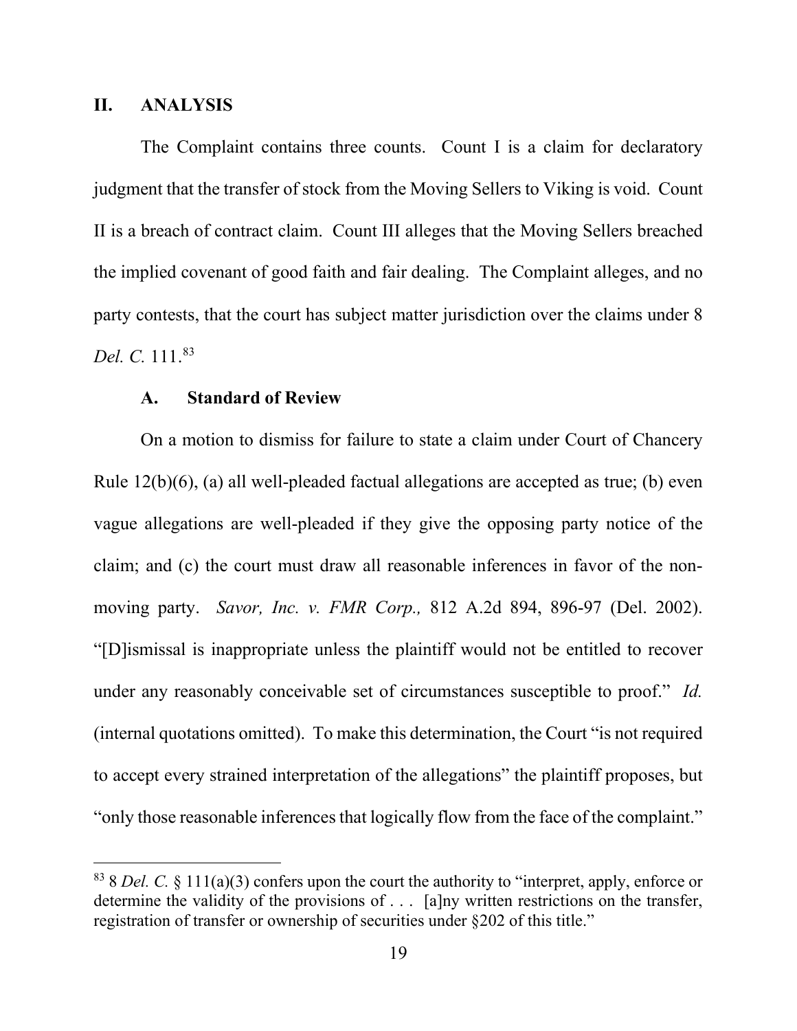## II. ANALYSIS

The Complaint contains three counts. Count I is a claim for declaratory judgment that the transfer of stock from the Moving Sellers to Viking is void. Count II is a breach of contract claim. Count III alleges that the Moving Sellers breached the implied covenant of good faith and fair dealing. The Complaint alleges, and no party contests, that the court has subject matter jurisdiction over the claims under 8 *Del. C.* 111.[83]

### A. Standard of Review

On a motion to dismiss for failure to state a claim under Court of Chancery Rule 12(b)(6), (a) all well-pleaded factual allegations are accepted as true; (b) even vague allegations are well-pleaded if they give the opposing party notice of the claim; and (c) the court must draw all reasonable inferences in favor of the non-moving party. *Savor, Inc. v. FMR Corp.,* 812 A.2d 894, 896-97 (Del. 2002). "[D]ismissal is inappropriate unless the plaintiff would not be entitled to recover under any reasonably conceivable set of circumstances susceptible to proof." *Id.* (internal quotations omitted). To make this determination, the Court "is not required to accept every strained interpretation of the allegations" the plaintiff proposes, but "only those reasonable inferences that logically flow from the face of the complaint."

---

[83] 8 *Del. C.* § 111(a)(3) confers upon the court the authority to "interpret, apply, enforce or determine the validity of the provisions of . . . [a]ny written restrictions on the transfer, registration of transfer or ownership of securities under §202 of this title."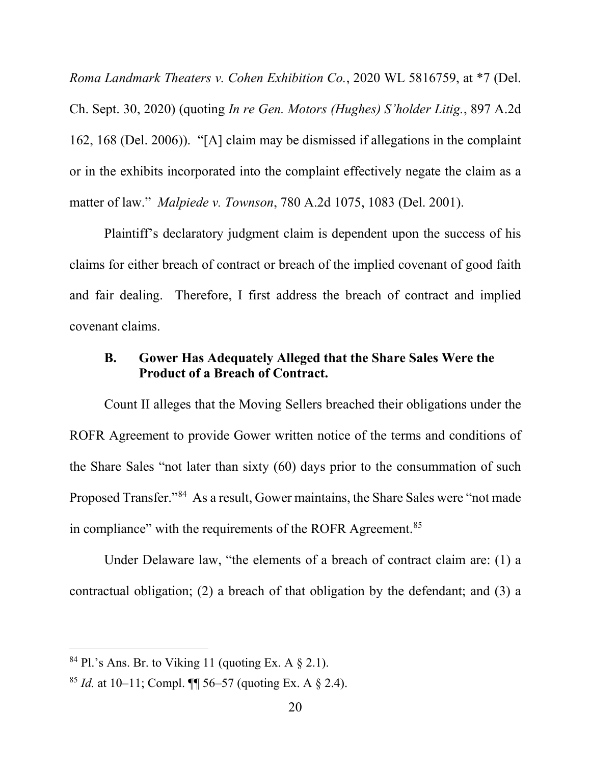*Roma Landmark Theaters v. Cohen Exhibition Co.*, 2020 WL 5816759, at *7 (Del. Ch. Sept. 30, 2020) (quoting *In re Gen. Motors (Hughes) S'holder Litig.*, 897 A.2d 162, 168 (Del. 2006)). "[A] claim may be dismissed if allegations in the complaint or in the exhibits incorporated into the complaint effectively negate the claim as a matter of law." *Malpiede v. Townson*, 780 A.2d 1075, 1083 (Del. 2001).

Plaintiff's declaratory judgment claim is dependent upon the success of his claims for either breach of contract or breach of the implied covenant of good faith and fair dealing. Therefore, I first address the breach of contract and implied covenant claims.

### B. Gower Has Adequately Alleged that the Share Sales Were the Product of a Breach of Contract.

Count II alleges that the Moving Sellers breached their obligations under the ROFR Agreement to provide Gower written notice of the terms and conditions of the Share Sales "not later than sixty (60) days prior to the consummation of such Proposed Transfer."[84] As a result, Gower maintains, the Share Sales were "not made in compliance" with the requirements of the ROFR Agreement.[85]

Under Delaware law, "the elements of a breach of contract claim are: (1) a contractual obligation; (2) a breach of that obligation by the defendant; and (3) a

---

[84] Pl.'s Ans. Br. to Viking 11 (quoting Ex. A § 2.1).

[85] *Id.* at 10–11; Compl. ¶¶ 56–57 (quoting Ex. A § 2.4).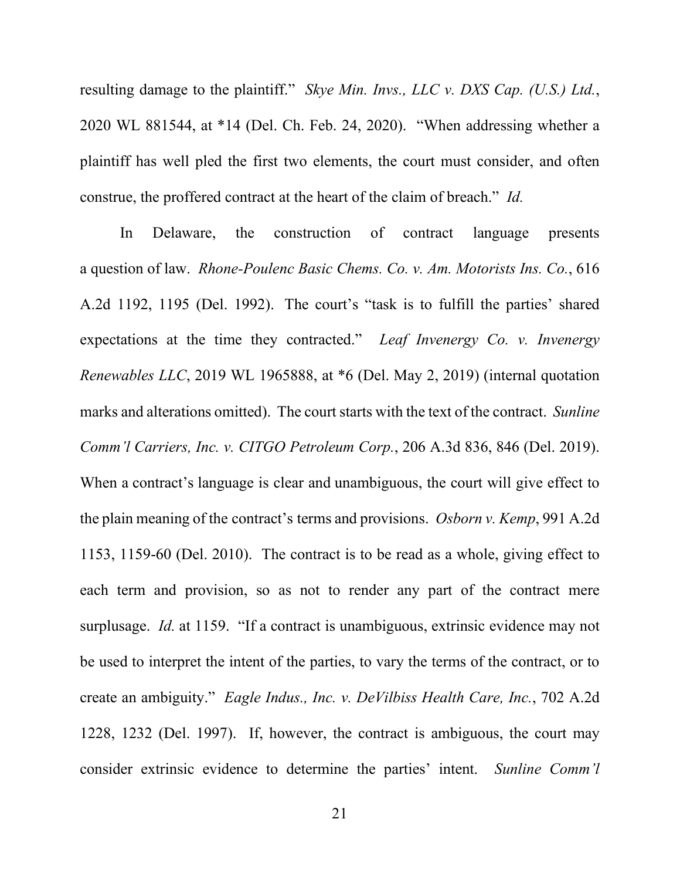resulting damage to the plaintiff." *Skye Min. Invs., LLC v. DXS Cap. (U.S.) Ltd.*, 2020 WL 881544, at *14 (Del. Ch. Feb. 24, 2020). "When addressing whether a plaintiff has well pled the first two elements, the court must consider, and often construe, the proffered contract at the heart of the claim of breach." *Id.*

In Delaware, the construction of contract language presents a question of law. *Rhone-Poulenc Basic Chems. Co. v. Am. Motorists Ins. Co.*, 616 A.2d 1192, 1195 (Del. 1992). The court's "task is to fulfill the parties' shared expectations at the time they contracted." *Leaf Invenergy Co. v. Invenergy Renewables LLC*, 2019 WL 1965888, at *6 (Del. May 2, 2019) (internal quotation marks and alterations omitted). The court starts with the text of the contract. *Sunline Comm'l Carriers, Inc. v. CITGO Petroleum Corp.*, 206 A.3d 836, 846 (Del. 2019). When a contract's language is clear and unambiguous, the court will give effect to the plain meaning of the contract's terms and provisions. *Osborn v. Kemp*, 991 A.2d 1153, 1159-60 (Del. 2010). The contract is to be read as a whole, giving effect to each term and provision, so as not to render any part of the contract mere surplusage. *Id.* at 1159. "If a contract is unambiguous, extrinsic evidence may not be used to interpret the intent of the parties, to vary the terms of the contract, or to create an ambiguity." *Eagle Indus., Inc. v. DeVilbiss Health Care, Inc.*, 702 A.2d 1228, 1232 (Del. 1997). If, however, the contract is ambiguous, the court may consider extrinsic evidence to determine the parties' intent. *Sunline Comm'l*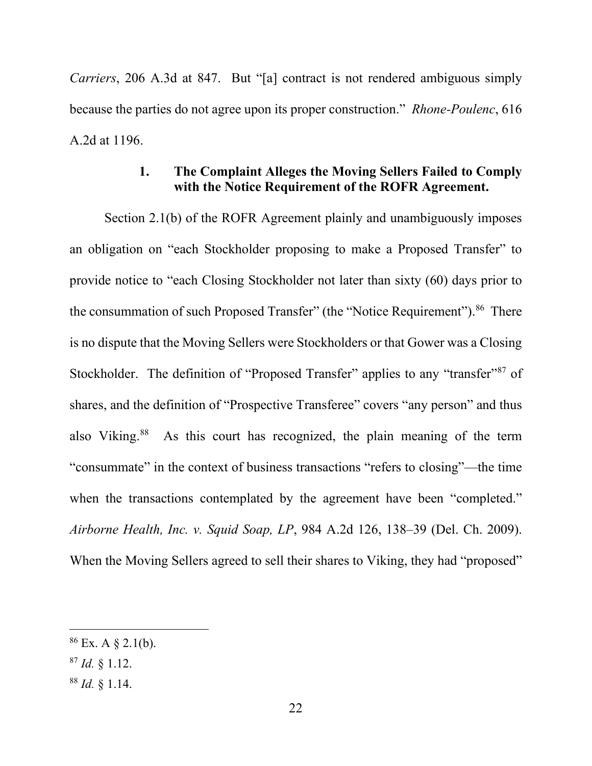*Carriers*, 206 A.3d at 847. But "[a] contract is not rendered ambiguous simply because the parties do not agree upon its proper construction." *Rhone-Poulenc*, 616 A.2d at 1196.

#### 1. The Complaint Alleges the Moving Sellers Failed to Comply with the Notice Requirement of the ROFR Agreement.

Section 2.1(b) of the ROFR Agreement plainly and unambiguously imposes an obligation on "each Stockholder proposing to make a Proposed Transfer" to provide notice to "each Closing Stockholder not later than sixty (60) days prior to the consummation of such Proposed Transfer" (the "Notice Requirement").[86] There is no dispute that the Moving Sellers were Stockholders or that Gower was a Closing Stockholder. The definition of "Proposed Transfer" applies to any "transfer"[87] of shares, and the definition of "Prospective Transferee" covers "any person" and thus also Viking.[88] As this court has recognized, the plain meaning of the term "consummate" in the context of business transactions "refers to closing"—the time when the transactions contemplated by the agreement have been "completed." *Airborne Health, Inc. v. Squid Soap, LP*, 984 A.2d 126, 138–39 (Del. Ch. 2009). When the Moving Sellers agreed to sell their shares to Viking, they had "proposed"

---

[86] Ex. A § 2.1(b).

[87] *Id.* § 1.12.

[88] *Id.* § 1.14.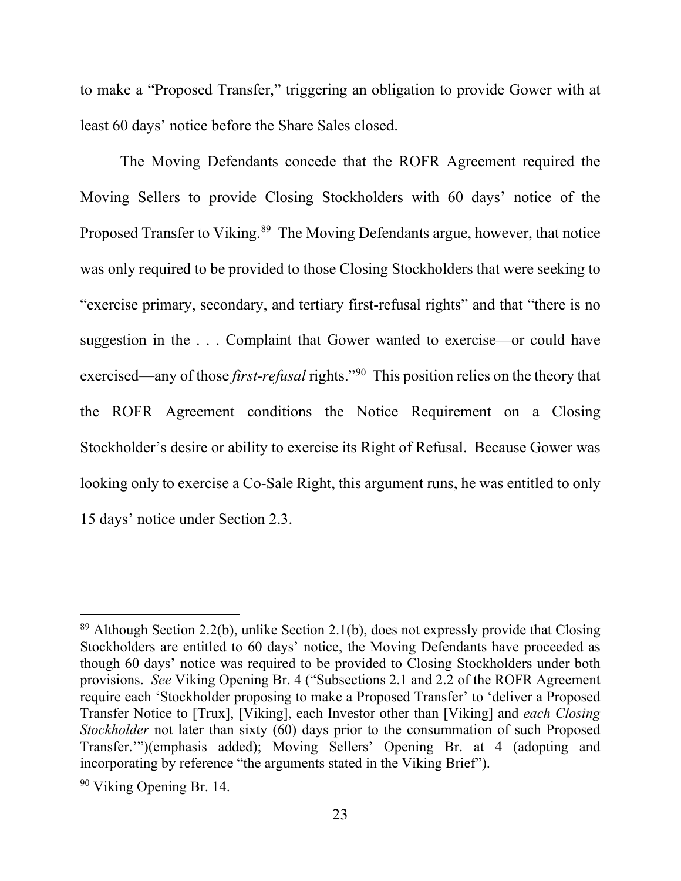to make a "Proposed Transfer," triggering an obligation to provide Gower with at least 60 days' notice before the Share Sales closed.

The Moving Defendants concede that the ROFR Agreement required the Moving Sellers to provide Closing Stockholders with 60 days' notice of the Proposed Transfer to Viking.[89] The Moving Defendants argue, however, that notice was only required to be provided to those Closing Stockholders that were seeking to "exercise primary, secondary, and tertiary first-refusal rights" and that "there is no suggestion in the . . . Complaint that Gower wanted to exercise—or could have exercised—any of those *first-refusal* rights."[90] This position relies on the theory that the ROFR Agreement conditions the Notice Requirement on a Closing Stockholder's desire or ability to exercise its Right of Refusal. Because Gower was looking only to exercise a Co-Sale Right, this argument runs, he was entitled to only 15 days' notice under Section 2.3.

---

[89] Although Section 2.2(b), unlike Section 2.1(b), does not expressly provide that Closing Stockholders are entitled to 60 days' notice, the Moving Defendants have proceeded as though 60 days' notice was required to be provided to Closing Stockholders under both provisions. *See* Viking Opening Br. 4 ("Subsections 2.1 and 2.2 of the ROFR Agreement require each 'Stockholder proposing to make a Proposed Transfer' to 'deliver a Proposed Transfer Notice to [Trux], [Viking], each Investor other than [Viking] and *each Closing Stockholder* not later than sixty (60) days prior to the consummation of such Proposed Transfer.'")(emphasis added); Moving Sellers' Opening Br. at 4 (adopting and incorporating by reference "the arguments stated in the Viking Brief").

[90] Viking Opening Br. 14.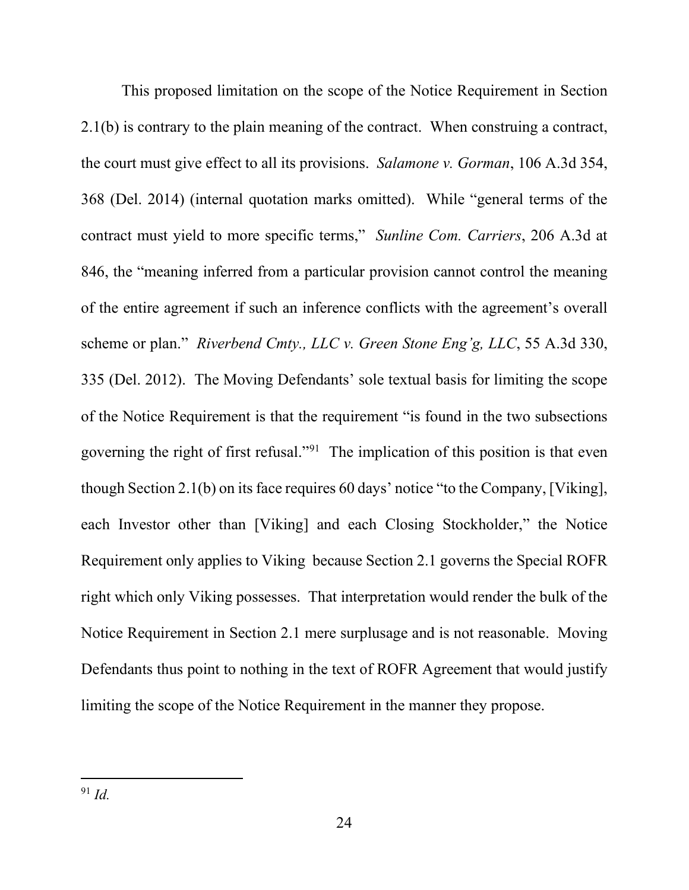This proposed limitation on the scope of the Notice Requirement in Section 2.1(b) is contrary to the plain meaning of the contract. When construing a contract, the court must give effect to all its provisions. *Salamone v. Gorman*, 106 A.3d 354, 368 (Del. 2014) (internal quotation marks omitted). While "general terms of the contract must yield to more specific terms," *Sunline Com. Carriers*, 206 A.3d at 846, the "meaning inferred from a particular provision cannot control the meaning of the entire agreement if such an inference conflicts with the agreement's overall scheme or plan." *Riverbend Cmty., LLC v. Green Stone Eng'g, LLC*, 55 A.3d 330, 335 (Del. 2012). The Moving Defendants' sole textual basis for limiting the scope of the Notice Requirement is that the requirement "is found in the two subsections governing the right of first refusal."[91] The implication of this position is that even though Section 2.1(b) on its face requires 60 days' notice "to the Company, [Viking], each Investor other than [Viking] and each Closing Stockholder," the Notice Requirement only applies to Viking because Section 2.1 governs the Special ROFR right which only Viking possesses. That interpretation would render the bulk of the Notice Requirement in Section 2.1 mere surplusage and is not reasonable. Moving Defendants thus point to nothing in the text of ROFR Agreement that would justify limiting the scope of the Notice Requirement in the manner they propose.

---

[91] *Id.*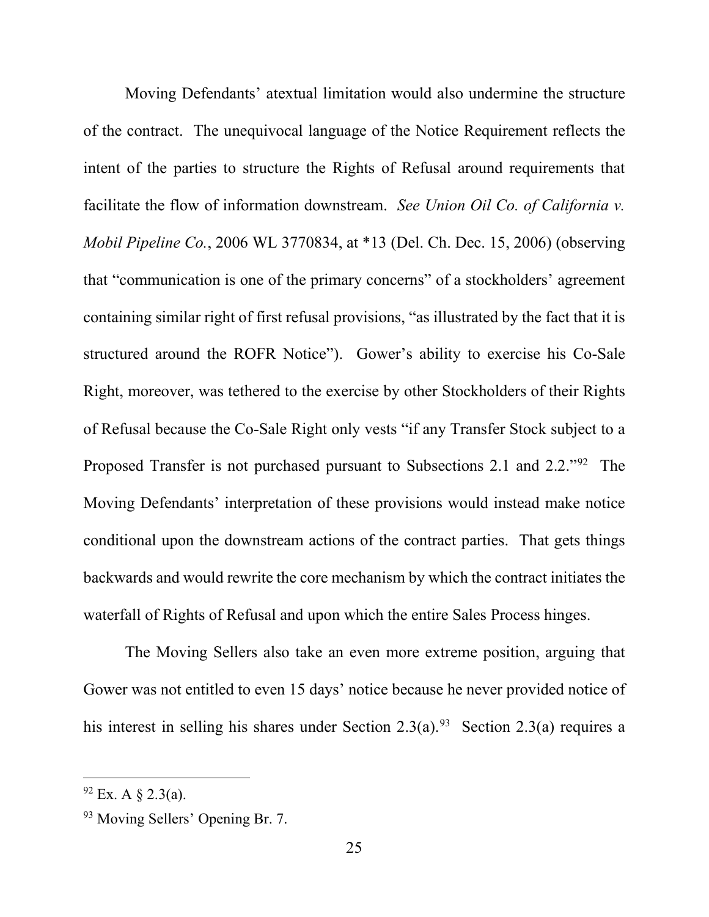Moving Defendants' atextual limitation would also undermine the structure of the contract. The unequivocal language of the Notice Requirement reflects the intent of the parties to structure the Rights of Refusal around requirements that facilitate the flow of information downstream. *See Union Oil Co. of California v. Mobil Pipeline Co.*, 2006 WL 3770834, at *13 (Del. Ch. Dec. 15, 2006) (observing that "communication is one of the primary concerns" of a stockholders' agreement containing similar right of first refusal provisions, "as illustrated by the fact that it is structured around the ROFR Notice"). Gower's ability to exercise his Co-Sale Right, moreover, was tethered to the exercise by other Stockholders of their Rights of Refusal because the Co-Sale Right only vests "if any Transfer Stock subject to a Proposed Transfer is not purchased pursuant to Subsections 2.1 and 2.2."[92] The Moving Defendants' interpretation of these provisions would instead make notice conditional upon the downstream actions of the contract parties. That gets things backwards and would rewrite the core mechanism by which the contract initiates the waterfall of Rights of Refusal and upon which the entire Sales Process hinges.

The Moving Sellers also take an even more extreme position, arguing that Gower was not entitled to even 15 days' notice because he never provided notice of his interest in selling his shares under Section 2.3(a).[93] Section 2.3(a) requires a

---

[92] Ex. A § 2.3(a).

[93] Moving Sellers' Opening Br. 7.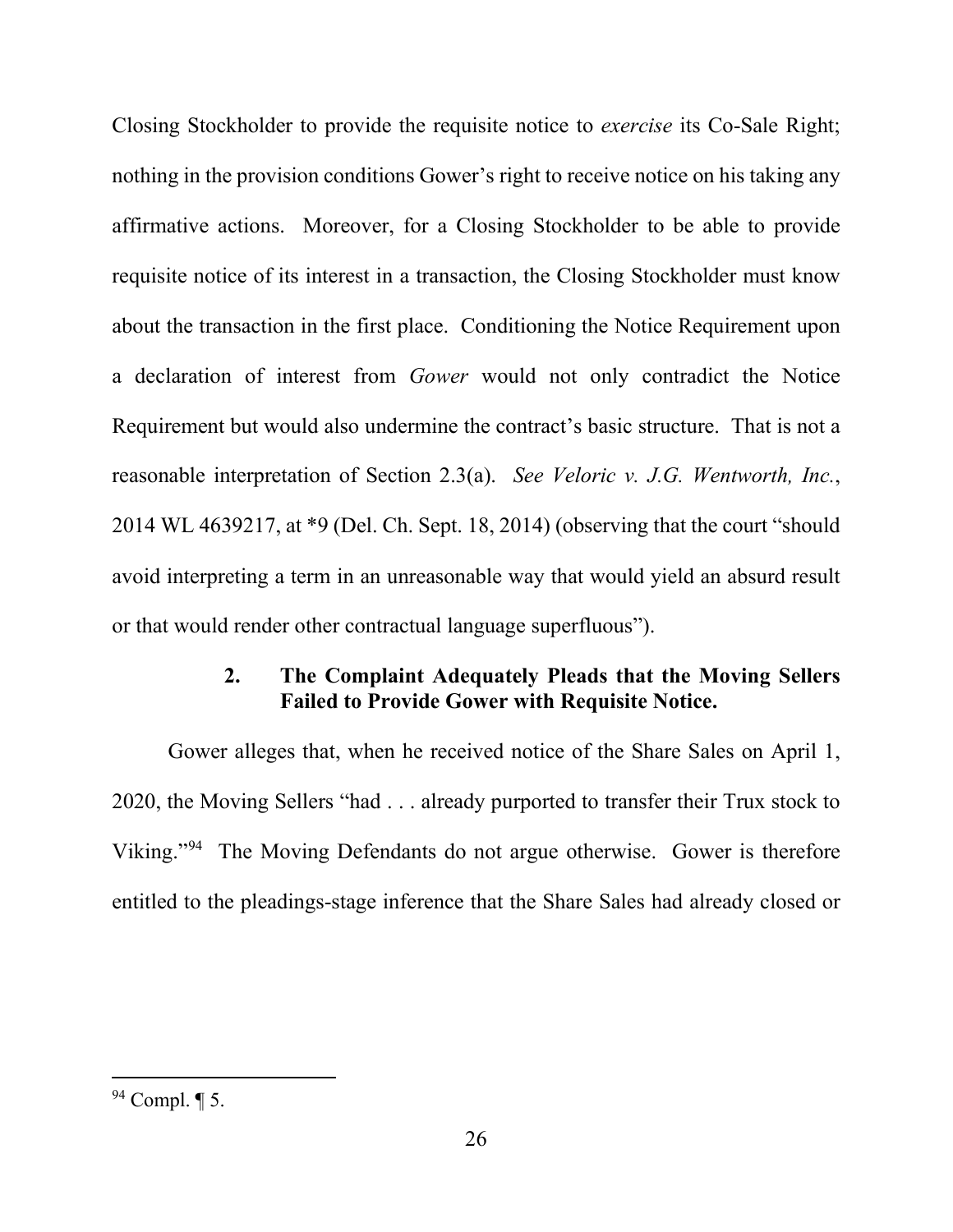Closing Stockholder to provide the requisite notice to *exercise* its Co-Sale Right; nothing in the provision conditions Gower's right to receive notice on his taking any affirmative actions. Moreover, for a Closing Stockholder to be able to provide requisite notice of its interest in a transaction, the Closing Stockholder must know about the transaction in the first place. Conditioning the Notice Requirement upon a declaration of interest from *Gower* would not only contradict the Notice Requirement but would also undermine the contract's basic structure. That is not a reasonable interpretation of Section 2.3(a). *See Veloric v. J.G. Wentworth, Inc.*, 2014 WL 4639217, at *9 (Del. Ch. Sept. 18, 2014) (observing that the court "should avoid interpreting a term in an unreasonable way that would yield an absurd result or that would render other contractual language superfluous").

### 2. The Complaint Adequately Pleads that the Moving Sellers Failed to Provide Gower with Requisite Notice.

Gower alleges that, when he received notice of the Share Sales on April 1, 2020, the Moving Sellers "had . . . already purported to transfer their Trux stock to Viking."[94] The Moving Defendants do not argue otherwise. Gower is therefore entitled to the pleadings-stage inference that the Share Sales had already closed or

---

[94] Compl. ¶ 5.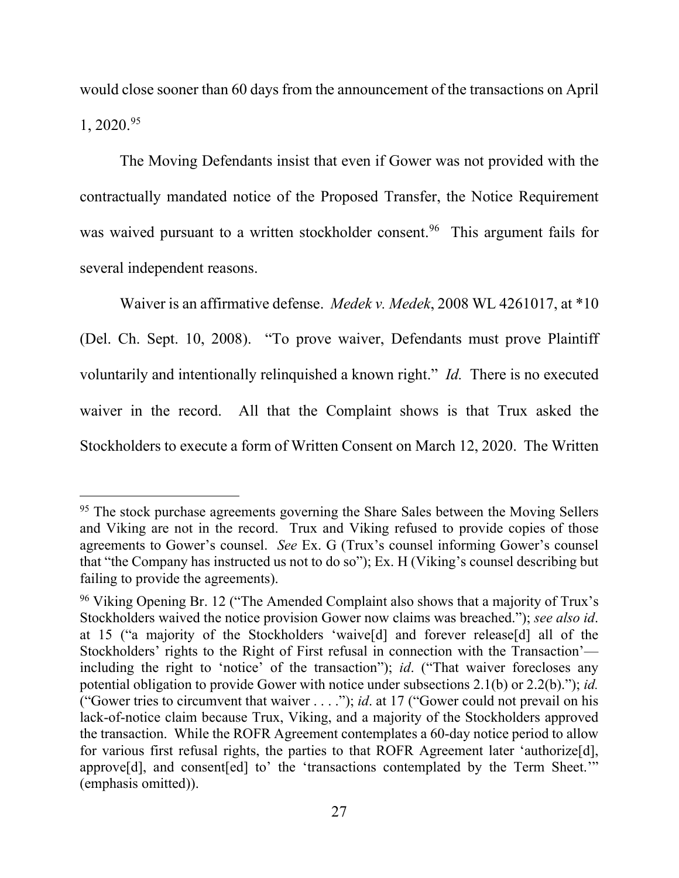would close sooner than 60 days from the announcement of the transactions on April 1, 2020.[95]

The Moving Defendants insist that even if Gower was not provided with the contractually mandated notice of the Proposed Transfer, the Notice Requirement was waived pursuant to a written stockholder consent.[96] This argument fails for several independent reasons.

Waiver is an affirmative defense. *Medek v. Medek*, 2008 WL 4261017, at *10 (Del. Ch. Sept. 10, 2008). "To prove waiver, Defendants must prove Plaintiff voluntarily and intentionally relinquished a known right." *Id.* There is no executed waiver in the record. All that the Complaint shows is that Trux asked the Stockholders to execute a form of Written Consent on March 12, 2020. The Written

---

[95] The stock purchase agreements governing the Share Sales between the Moving Sellers and Viking are not in the record. Trux and Viking refused to provide copies of those agreements to Gower's counsel. *See* Ex. G (Trux's counsel informing Gower's counsel that "the Company has instructed us not to do so"); Ex. H (Viking's counsel describing but failing to provide the agreements).

[96] Viking Opening Br. 12 ("The Amended Complaint also shows that a majority of Trux's Stockholders waived the notice provision Gower now claims was breached."); *see also id*. at 15 ("a majority of the Stockholders 'waive[d] and forever release[d] all of the Stockholders' rights to the Right of First refusal in connection with the Transaction'—including the right to 'notice' of the transaction"); *id*. ("That waiver forecloses any potential obligation to provide Gower with notice under subsections 2.1(b) or 2.2(b)."); *id.* ("Gower tries to circumvent that waiver . . . ."); *id*. at 17 ("Gower could not prevail on his lack-of-notice claim because Trux, Viking, and a majority of the Stockholders approved the transaction. While the ROFR Agreement contemplates a 60-day notice period to allow for various first refusal rights, the parties to that ROFR Agreement later 'authorize[d], approve[d], and consent[ed] to' the 'transactions contemplated by the Term Sheet.'" (emphasis omitted)).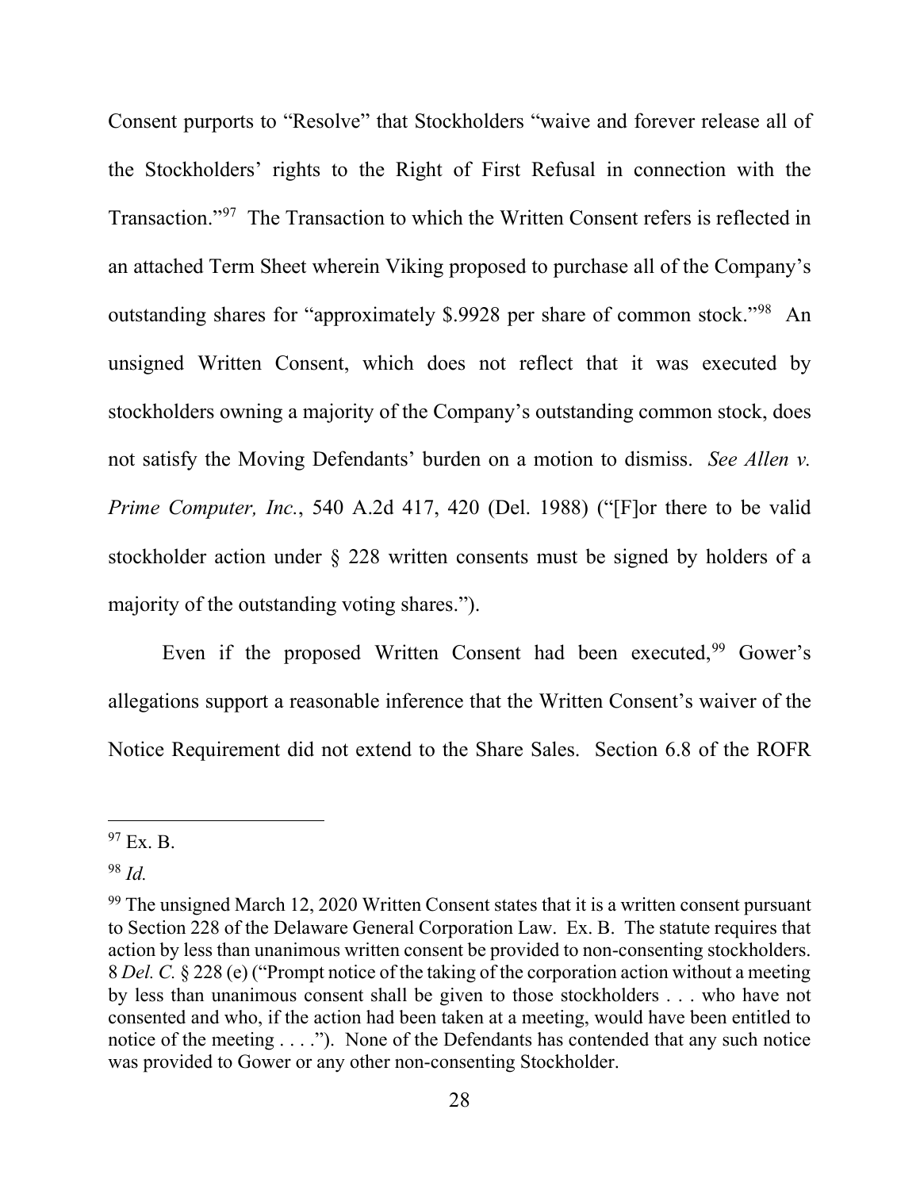Consent purports to "Resolve" that Stockholders "waive and forever release all of the Stockholders' rights to the Right of First Refusal in connection with the Transaction."[97] The Transaction to which the Written Consent refers is reflected in an attached Term Sheet wherein Viking proposed to purchase all of the Company's outstanding shares for "approximately $.9928 per share of common stock."[98] An unsigned Written Consent, which does not reflect that it was executed by stockholders owning a majority of the Company's outstanding common stock, does not satisfy the Moving Defendants' burden on a motion to dismiss. *See Allen v. Prime Computer, Inc.*, 540 A.2d 417, 420 (Del. 1988) ("[F]or there to be valid stockholder action under § 228 written consents must be signed by holders of a majority of the outstanding voting shares.").

Even if the proposed Written Consent had been executed,[99] Gower's allegations support a reasonable inference that the Written Consent's waiver of the Notice Requirement did not extend to the Share Sales. Section 6.8 of the ROFR

---

[97] Ex. B.

[98] *Id.*

[99] The unsigned March 12, 2020 Written Consent states that it is a written consent pursuant to Section 228 of the Delaware General Corporation Law. Ex. B. The statute requires that action by less than unanimous written consent be provided to non-consenting stockholders. 8 *Del. C.* § 228 (e) ("Prompt notice of the taking of the corporation action without a meeting by less than unanimous consent shall be given to those stockholders . . . who have not consented and who, if the action had been taken at a meeting, would have been entitled to notice of the meeting . . . ."). None of the Defendants has contended that any such notice was provided to Gower or any other non-consenting Stockholder.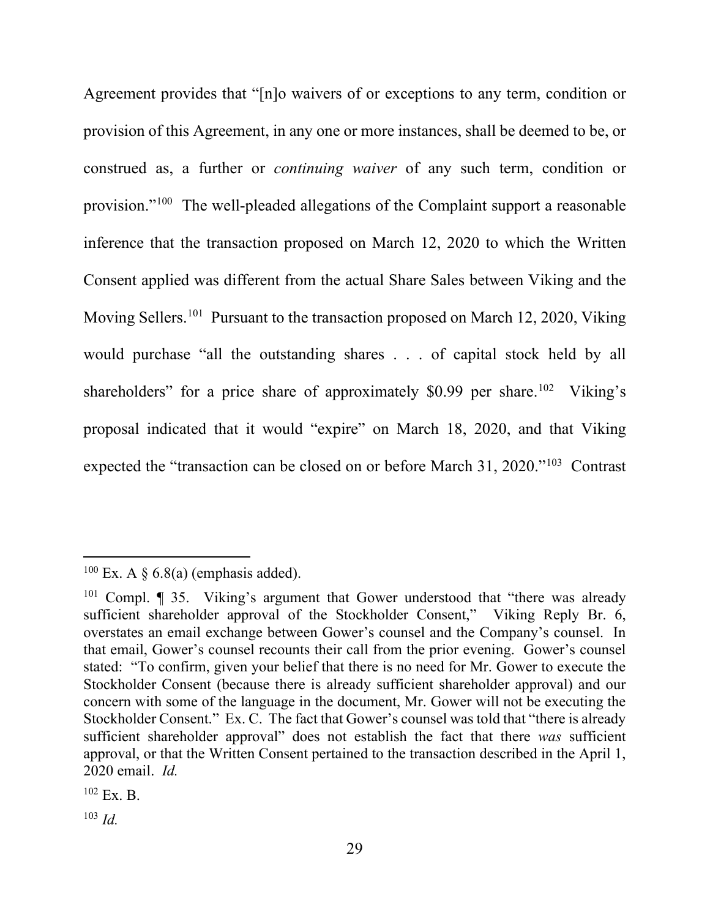Agreement provides that "[n]o waivers of or exceptions to any term, condition or provision of this Agreement, in any one or more instances, shall be deemed to be, or construed as, a further or *continuing waiver* of any such term, condition or provision."[100] The well-pleaded allegations of the Complaint support a reasonable inference that the transaction proposed on March 12, 2020 to which the Written Consent applied was different from the actual Share Sales between Viking and the Moving Sellers.[101] Pursuant to the transaction proposed on March 12, 2020, Viking would purchase "all the outstanding shares . . . of capital stock held by all shareholders" for a price share of approximately $0.99 per share.[102] Viking's proposal indicated that it would "expire" on March 18, 2020, and that Viking expected the "transaction can be closed on or before March 31, 2020."[103] Contrast

---

[100] Ex. A § 6.8(a) (emphasis added).

[101] Compl. ¶ 35. Viking's argument that Gower understood that "there was already sufficient shareholder approval of the Stockholder Consent," Viking Reply Br. 6, overstates an email exchange between Gower's counsel and the Company's counsel. In that email, Gower's counsel recounts their call from the prior evening. Gower's counsel stated: "To confirm, given your belief that there is no need for Mr. Gower to execute the Stockholder Consent (because there is already sufficient shareholder approval) and our concern with some of the language in the document, Mr. Gower will not be executing the Stockholder Consent." Ex. C. The fact that Gower's counsel was told that "there is already sufficient shareholder approval" does not establish the fact that there *was* sufficient approval, or that the Written Consent pertained to the transaction described in the April 1, 2020 email. *Id.*

[102] Ex. B.

[103] *Id.*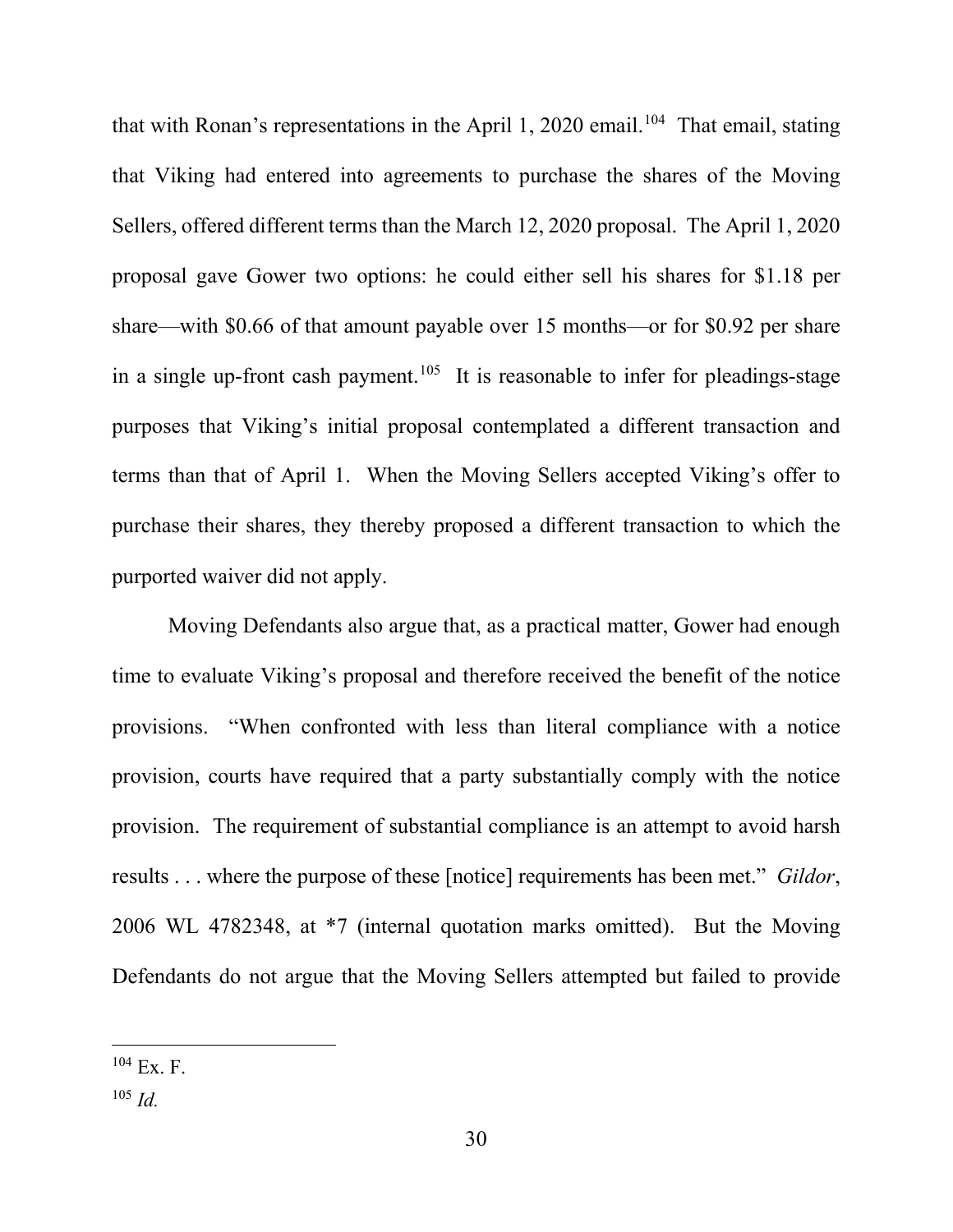that with Ronan's representations in the April 1, 2020 email.[104] That email, stating that Viking had entered into agreements to purchase the shares of the Moving Sellers, offered different terms than the March 12, 2020 proposal. The April 1, 2020 proposal gave Gower two options: he could either sell his shares for $1.18 per share—with $0.66 of that amount payable over 15 months—or for $0.92 per share in a single up-front cash payment.[105] It is reasonable to infer for pleadings-stage purposes that Viking's initial proposal contemplated a different transaction and terms than that of April 1. When the Moving Sellers accepted Viking's offer to purchase their shares, they thereby proposed a different transaction to which the purported waiver did not apply.

Moving Defendants also argue that, as a practical matter, Gower had enough time to evaluate Viking's proposal and therefore received the benefit of the notice provisions. "When confronted with less than literal compliance with a notice provision, courts have required that a party substantially comply with the notice provision. The requirement of substantial compliance is an attempt to avoid harsh results . . . where the purpose of these [notice] requirements has been met." *Gildor*, 2006 WL 4782348, at *7 (internal quotation marks omitted). But the Moving Defendants do not argue that the Moving Sellers attempted but failed to provide

---

[104] Ex. F.

[105] *Id.*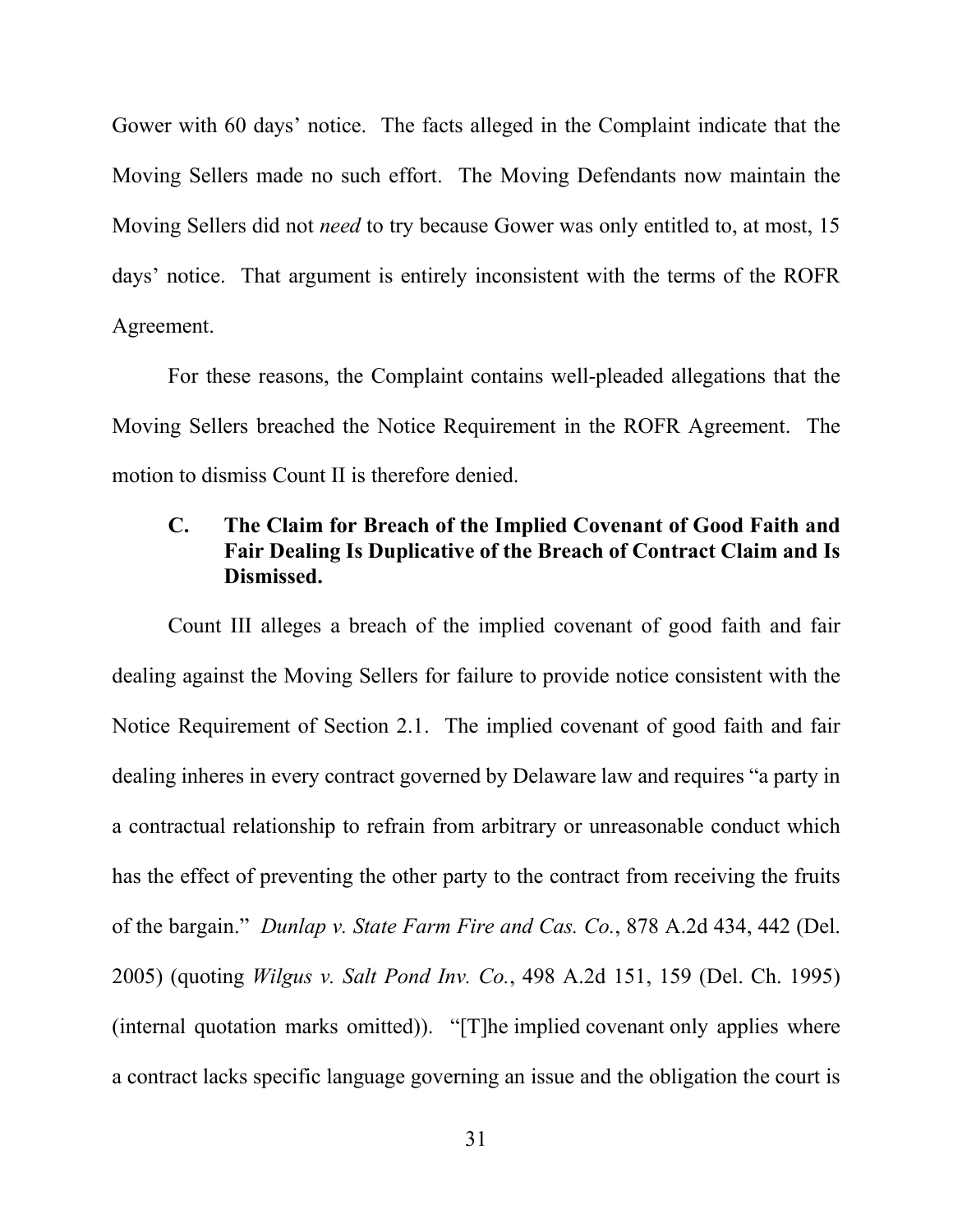Gower with 60 days' notice. The facts alleged in the Complaint indicate that the Moving Sellers made no such effort. The Moving Defendants now maintain the Moving Sellers did not *need* to try because Gower was only entitled to, at most, 15 days' notice. That argument is entirely inconsistent with the terms of the ROFR Agreement.

For these reasons, the Complaint contains well-pleaded allegations that the Moving Sellers breached the Notice Requirement in the ROFR Agreement. The motion to dismiss Count II is therefore denied.

### C. The Claim for Breach of the Implied Covenant of Good Faith and Fair Dealing Is Duplicative of the Breach of Contract Claim and Is Dismissed.

Count III alleges a breach of the implied covenant of good faith and fair dealing against the Moving Sellers for failure to provide notice consistent with the Notice Requirement of Section 2.1. The implied covenant of good faith and fair dealing inheres in every contract governed by Delaware law and requires "a party in a contractual relationship to refrain from arbitrary or unreasonable conduct which has the effect of preventing the other party to the contract from receiving the fruits of the bargain." *Dunlap v. State Farm Fire and Cas. Co.*, 878 A.2d 434, 442 (Del. 2005) (quoting *Wilgus v. Salt Pond Inv. Co.*, 498 A.2d 151, 159 (Del. Ch. 1995) (internal quotation marks omitted)). "[T]he implied covenant only applies where a contract lacks specific language governing an issue and the obligation the court is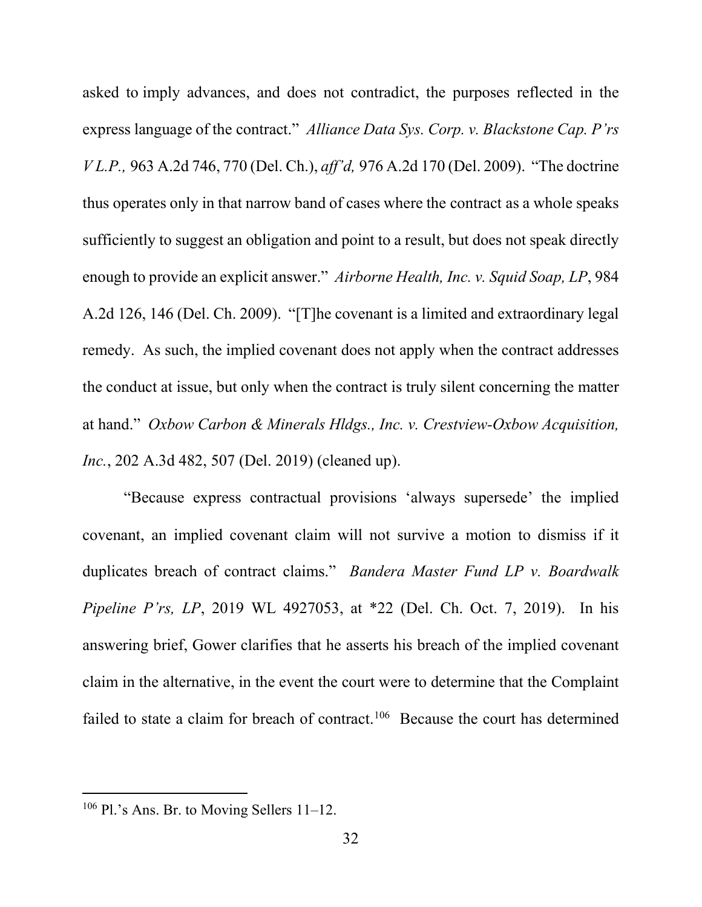asked to imply advances, and does not contradict, the purposes reflected in the express language of the contract." *Alliance Data Sys. Corp. v. Blackstone Cap. P'rs V L.P.,* 963 A.2d 746, 770 (Del. Ch.), *aff'd,* 976 A.2d 170 (Del. 2009). "The doctrine thus operates only in that narrow band of cases where the contract as a whole speaks sufficiently to suggest an obligation and point to a result, but does not speak directly enough to provide an explicit answer." *Airborne Health, Inc. v. Squid Soap, LP*, 984 A.2d 126, 146 (Del. Ch. 2009). "[T]he covenant is a limited and extraordinary legal remedy. As such, the implied covenant does not apply when the contract addresses the conduct at issue, but only when the contract is truly silent concerning the matter at hand." *Oxbow Carbon & Minerals Hldgs., Inc. v. Crestview-Oxbow Acquisition, Inc.*, 202 A.3d 482, 507 (Del. 2019) (cleaned up).

"Because express contractual provisions 'always supersede' the implied covenant, an implied covenant claim will not survive a motion to dismiss if it duplicates breach of contract claims." *Bandera Master Fund LP v. Boardwalk Pipeline P'rs, LP*, 2019 WL 4927053, at *22 (Del. Ch. Oct. 7, 2019). In his answering brief, Gower clarifies that he asserts his breach of the implied covenant claim in the alternative, in the event the court were to determine that the Complaint failed to state a claim for breach of contract.[106] Because the court has determined

---

[106] Pl.'s Ans. Br. to Moving Sellers 11–12.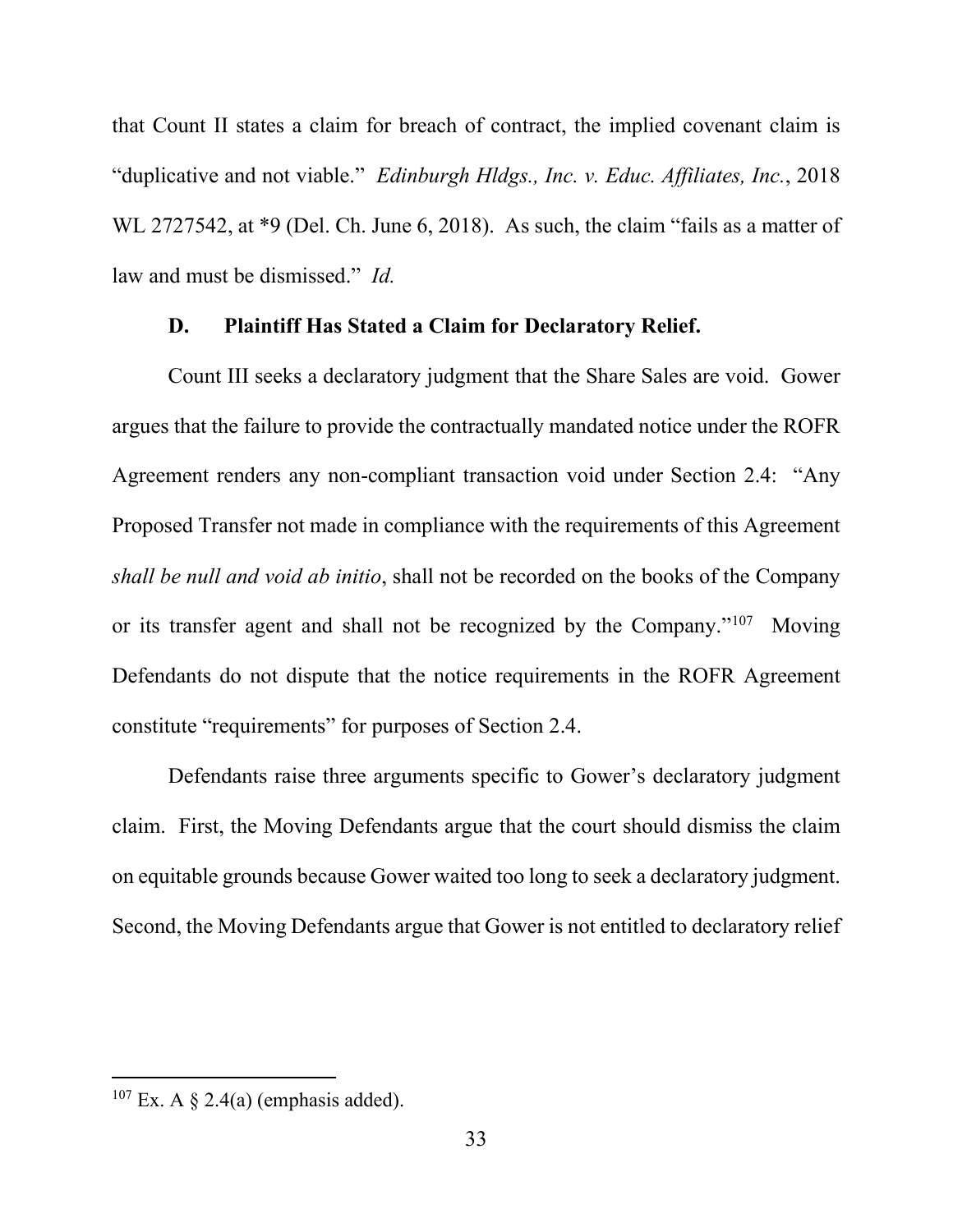that Count II states a claim for breach of contract, the implied covenant claim is "duplicative and not viable." *Edinburgh Hldgs., Inc. v. Educ. Affiliates, Inc.*, 2018 WL 2727542, at *9 (Del. Ch. June 6, 2018). As such, the claim "fails as a matter of law and must be dismissed." *Id.*

### D. Plaintiff Has Stated a Claim for Declaratory Relief.

Count III seeks a declaratory judgment that the Share Sales are void. Gower argues that the failure to provide the contractually mandated notice under the ROFR Agreement renders any non-compliant transaction void under Section 2.4: "Any Proposed Transfer not made in compliance with the requirements of this Agreement *shall be null and void ab initio*, shall not be recorded on the books of the Company or its transfer agent and shall not be recognized by the Company."[107] Moving Defendants do not dispute that the notice requirements in the ROFR Agreement constitute "requirements" for purposes of Section 2.4.

Defendants raise three arguments specific to Gower's declaratory judgment claim. First, the Moving Defendants argue that the court should dismiss the claim on equitable grounds because Gower waited too long to seek a declaratory judgment. Second, the Moving Defendants argue that Gower is not entitled to declaratory relief

---

[107] Ex. A § 2.4(a) (emphasis added).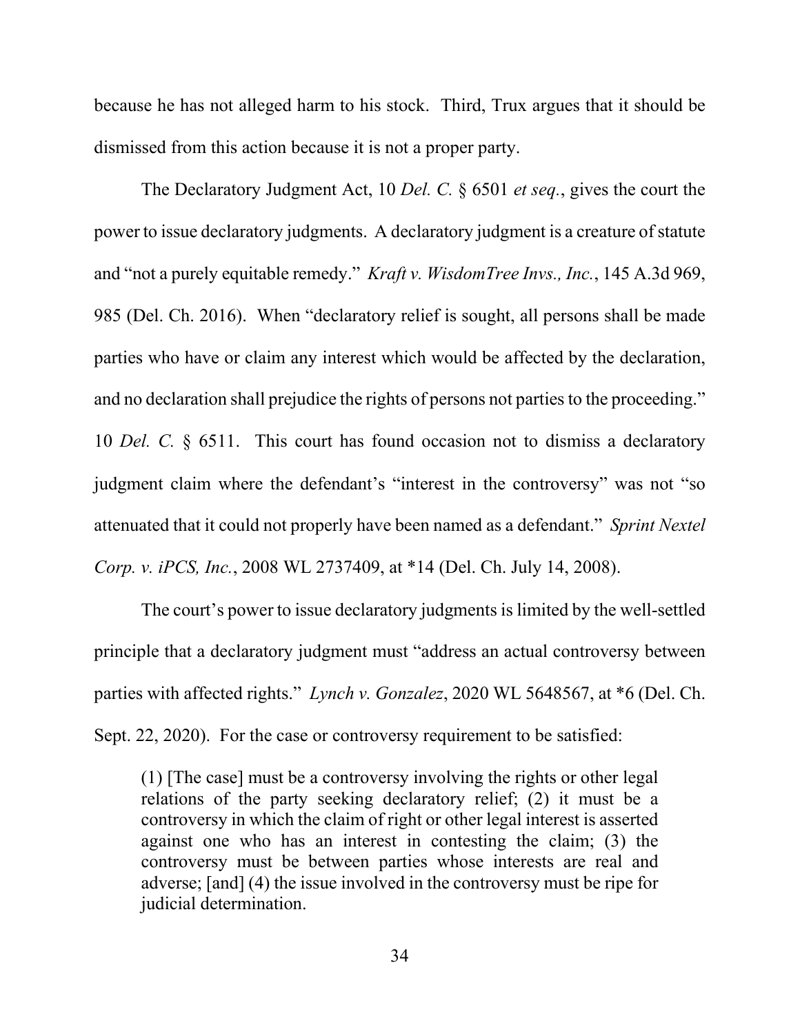because he has not alleged harm to his stock. Third, Trux argues that it should be dismissed from this action because it is not a proper party.

The Declaratory Judgment Act, 10 *Del. C.* § 6501 *et seq.*, gives the court the power to issue declaratory judgments. A declaratory judgment is a creature of statute and "not a purely equitable remedy." *Kraft v. WisdomTree Invs., Inc.*, 145 A.3d 969, 985 (Del. Ch. 2016). When "declaratory relief is sought, all persons shall be made parties who have or claim any interest which would be affected by the declaration, and no declaration shall prejudice the rights of persons not parties to the proceeding." 10 *Del. C.* § 6511. This court has found occasion not to dismiss a declaratory judgment claim where the defendant's "interest in the controversy" was not "so attenuated that it could not properly have been named as a defendant." *Sprint Nextel Corp. v. iPCS, Inc.*, 2008 WL 2737409, at *14 (Del. Ch. July 14, 2008).

The court's power to issue declaratory judgments is limited by the well-settled principle that a declaratory judgment must "address an actual controversy between parties with affected rights." *Lynch v. Gonzalez*, 2020 WL 5648567, at *6 (Del. Ch. Sept. 22, 2020). For the case or controversy requirement to be satisfied:

> (1) [The case] must be a controversy involving the rights or other legal relations of the party seeking declaratory relief; (2) it must be a controversy in which the claim of right or other legal interest is asserted against one who has an interest in contesting the claim; (3) the controversy must be between parties whose interests are real and adverse; [and] (4) the issue involved in the controversy must be ripe for judicial determination.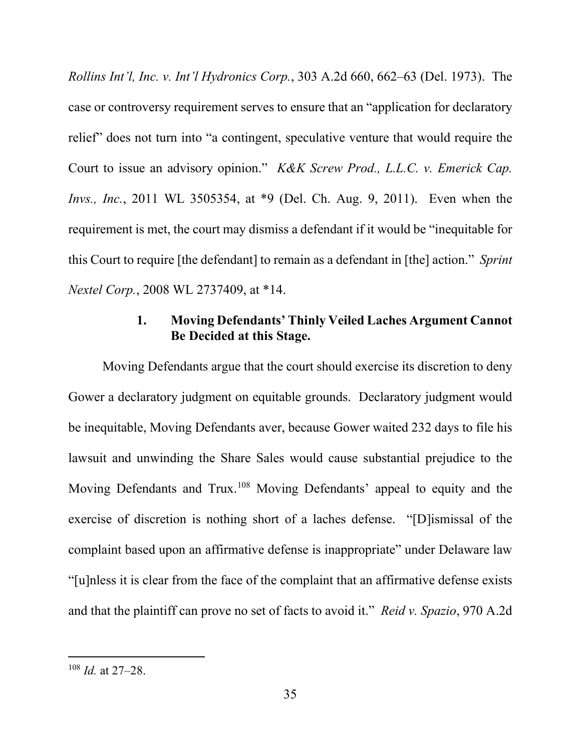*Rollins Int'l, Inc. v. Int'l Hydronics Corp.*, 303 A.2d 660, 662–63 (Del. 1973). The case or controversy requirement serves to ensure that an "application for declaratory relief" does not turn into "a contingent, speculative venture that would require the Court to issue an advisory opinion." *K&K Screw Prod., L.L.C. v. Emerick Cap. Invs., Inc.*, 2011 WL 3505354, at *9 (Del. Ch. Aug. 9, 2011). Even when the requirement is met, the court may dismiss a defendant if it would be "inequitable for this Court to require [the defendant] to remain as a defendant in [the] action." *Sprint Nextel Corp.*, 2008 WL 2737409, at *14.

### 1. Moving Defendants' Thinly Veiled Laches Argument Cannot Be Decided at this Stage.

Moving Defendants argue that the court should exercise its discretion to deny Gower a declaratory judgment on equitable grounds. Declaratory judgment would be inequitable, Moving Defendants aver, because Gower waited 232 days to file his lawsuit and unwinding the Share Sales would cause substantial prejudice to the Moving Defendants and Trux.[108] Moving Defendants' appeal to equity and the exercise of discretion is nothing short of a laches defense. "[D]ismissal of the complaint based upon an affirmative defense is inappropriate" under Delaware law "[u]nless it is clear from the face of the complaint that an affirmative defense exists and that the plaintiff can prove no set of facts to avoid it." *Reid v. Spazio*, 970 A.2d

[108] *Id.* at 27–28.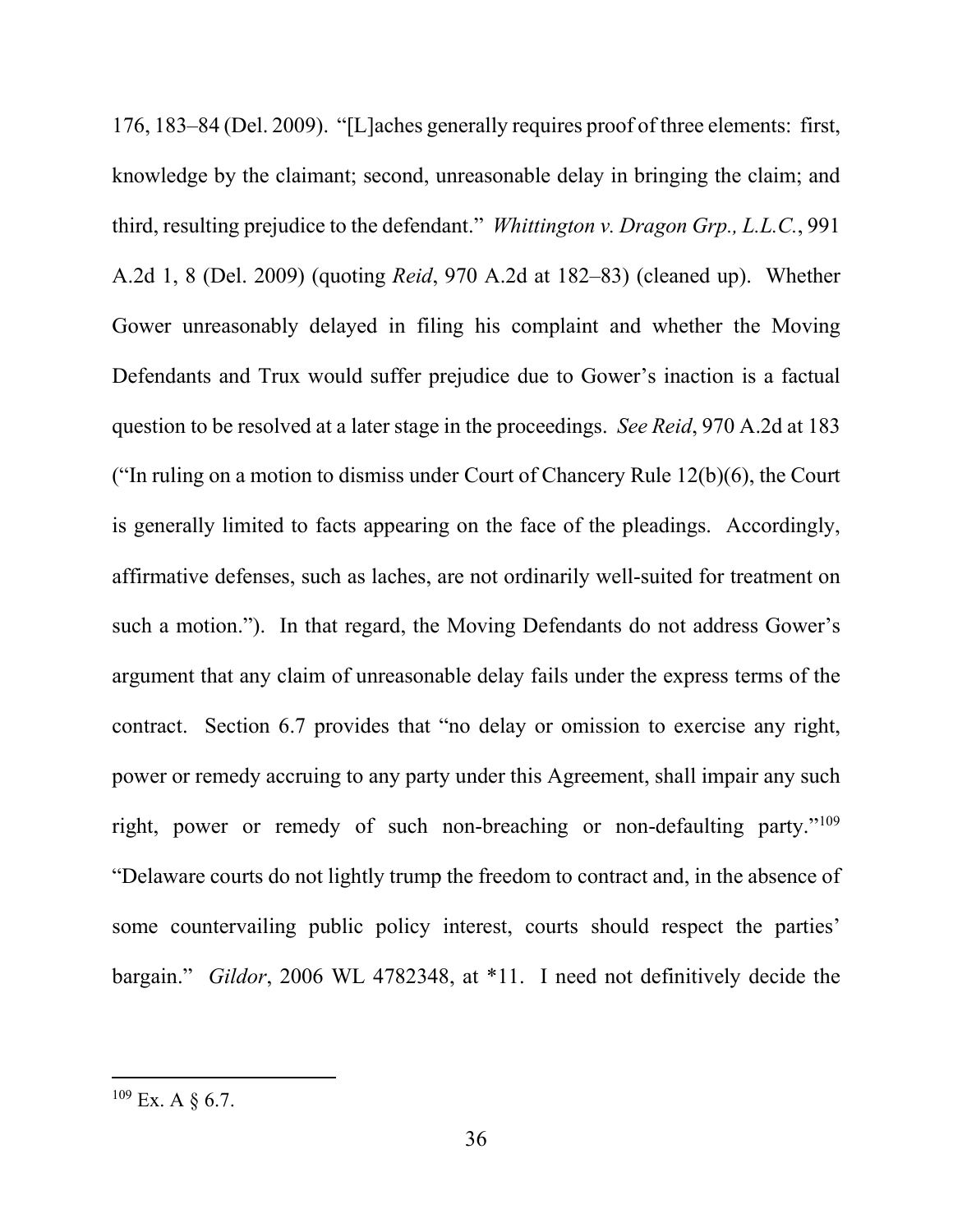176, 183–84 (Del. 2009). "[L]aches generally requires proof of three elements: first, knowledge by the claimant; second, unreasonable delay in bringing the claim; and third, resulting prejudice to the defendant." *Whittington v. Dragon Grp., L.L.C.*, 991 A.2d 1, 8 (Del. 2009) (quoting *Reid*, 970 A.2d at 182–83) (cleaned up). Whether Gower unreasonably delayed in filing his complaint and whether the Moving Defendants and Trux would suffer prejudice due to Gower's inaction is a factual question to be resolved at a later stage in the proceedings. *See Reid*, 970 A.2d at 183 ("In ruling on a motion to dismiss under Court of Chancery Rule 12(b)(6), the Court is generally limited to facts appearing on the face of the pleadings. Accordingly, affirmative defenses, such as laches, are not ordinarily well-suited for treatment on such a motion."). In that regard, the Moving Defendants do not address Gower's argument that any claim of unreasonable delay fails under the express terms of the contract. Section 6.7 provides that "no delay or omission to exercise any right, power or remedy accruing to any party under this Agreement, shall impair any such right, power or remedy of such non-breaching or non-defaulting party."[109] "Delaware courts do not lightly trump the freedom to contract and, in the absence of some countervailing public policy interest, courts should respect the parties' bargain." *Gildor*, 2006 WL 4782348, at *11. I need not definitively decide the

---

[109] Ex. A § 6.7.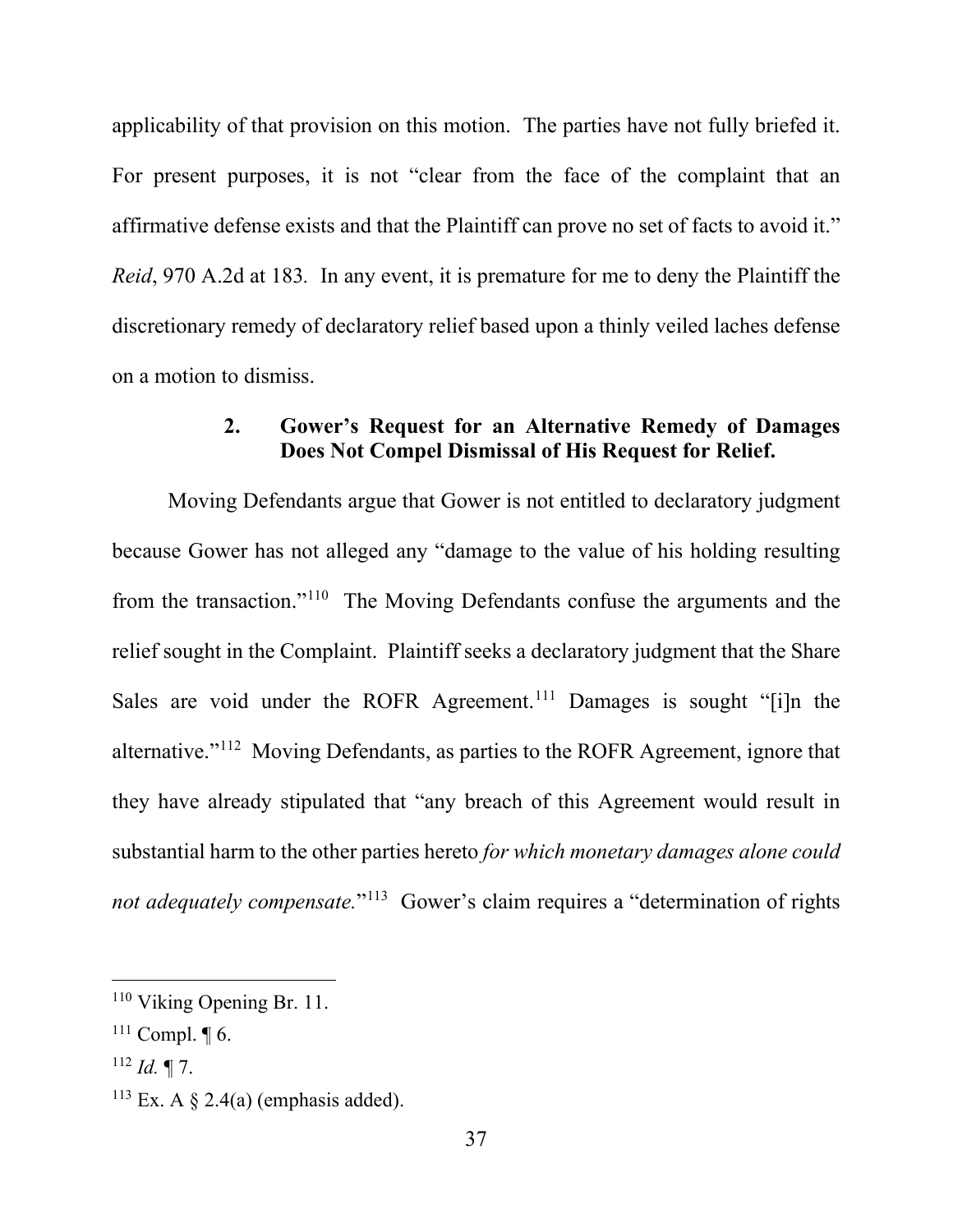applicability of that provision on this motion. The parties have not fully briefed it. For present purposes, it is not "clear from the face of the complaint that an affirmative defense exists and that the Plaintiff can prove no set of facts to avoid it." *Reid*, 970 A.2d at 183. In any event, it is premature for me to deny the Plaintiff the discretionary remedy of declaratory relief based upon a thinly veiled laches defense on a motion to dismiss.

### 2. Gower's Request for an Alternative Remedy of Damages Does Not Compel Dismissal of His Request for Relief.

Moving Defendants argue that Gower is not entitled to declaratory judgment because Gower has not alleged any "damage to the value of his holding resulting from the transaction."[110] The Moving Defendants confuse the arguments and the relief sought in the Complaint. Plaintiff seeks a declaratory judgment that the Share Sales are void under the ROFR Agreement.[111] Damages is sought "[i]n the alternative."[112] Moving Defendants, as parties to the ROFR Agreement, ignore that they have already stipulated that "any breach of this Agreement would result in substantial harm to the other parties hereto *for which monetary damages alone could not adequately compensate.*"[113] Gower's claim requires a "determination of rights

---

[110] Viking Opening Br. 11.

[111] Compl. ¶ 6.

[112] *Id.* ¶ 7.

[113] Ex. A § 2.4(a) (emphasis added).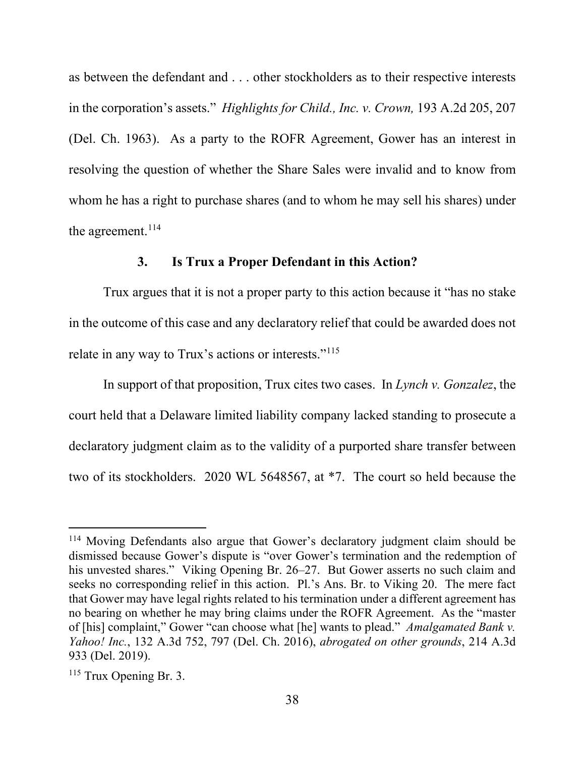as between the defendant and . . . other stockholders as to their respective interests in the corporation's assets." *Highlights for Child., Inc. v. Crown,* 193 A.2d 205, 207 (Del. Ch. 1963). As a party to the ROFR Agreement, Gower has an interest in resolving the question of whether the Share Sales were invalid and to know from whom he has a right to purchase shares (and to whom he may sell his shares) under the agreement.[114]

### 3. Is Trux a Proper Defendant in this Action?

Trux argues that it is not a proper party to this action because it "has no stake in the outcome of this case and any declaratory relief that could be awarded does not relate in any way to Trux's actions or interests."[115]

In support of that proposition, Trux cites two cases. In *Lynch v. Gonzalez*, the court held that a Delaware limited liability company lacked standing to prosecute a declaratory judgment claim as to the validity of a purported share transfer between two of its stockholders. 2020 WL 5648567, at *7. The court so held because the

---

[114] Moving Defendants also argue that Gower's declaratory judgment claim should be dismissed because Gower's dispute is "over Gower's termination and the redemption of his unvested shares." Viking Opening Br. 26–27. But Gower asserts no such claim and seeks no corresponding relief in this action. Pl.'s Ans. Br. to Viking 20. The mere fact that Gower may have legal rights related to his termination under a different agreement has no bearing on whether he may bring claims under the ROFR Agreement. As the "master of [his] complaint," Gower "can choose what [he] wants to plead." *Amalgamated Bank v. Yahoo! Inc.*, 132 A.3d 752, 797 (Del. Ch. 2016), *abrogated on other grounds*, 214 A.3d 933 (Del. 2019).

[115] Trux Opening Br. 3.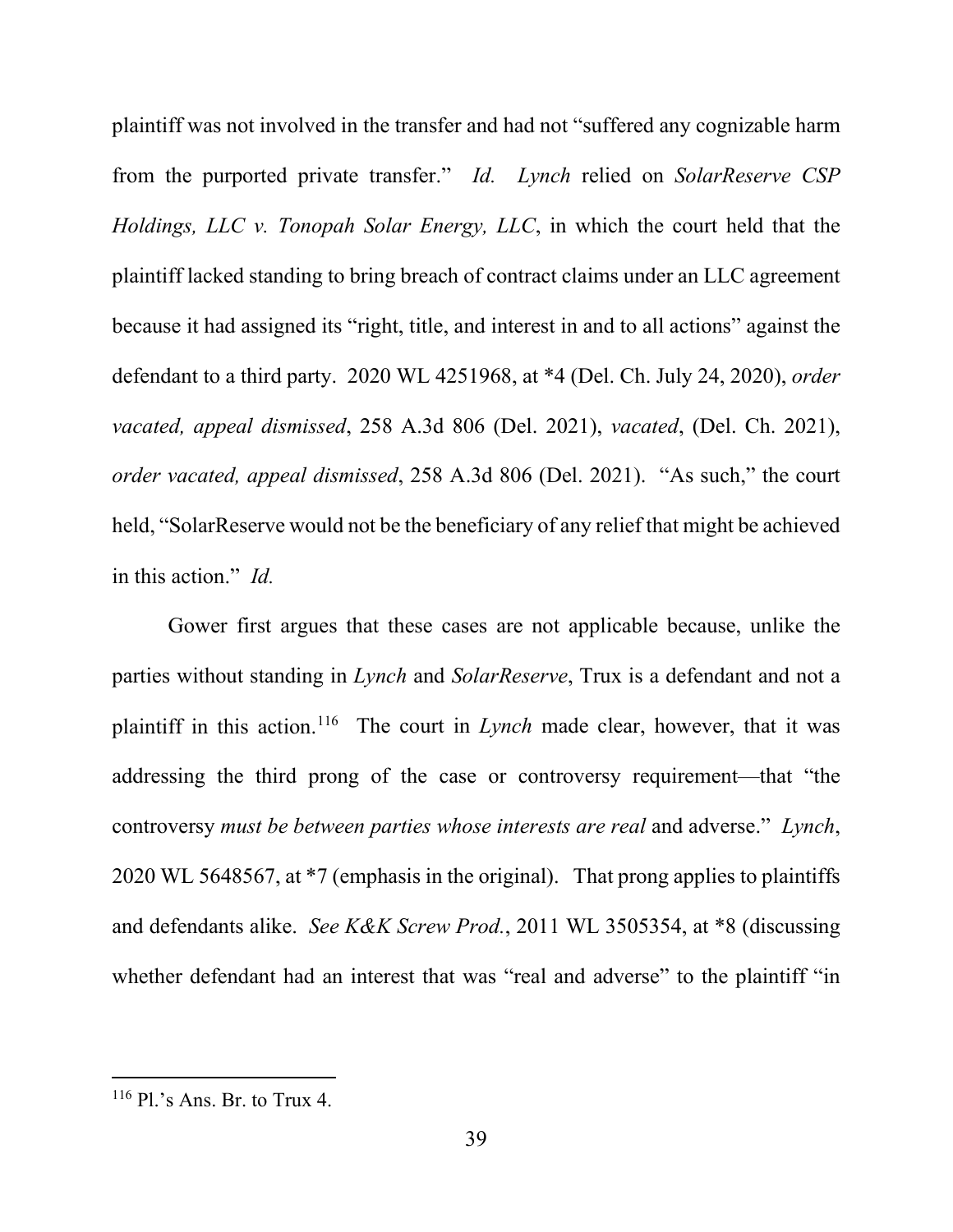plaintiff was not involved in the transfer and had not "suffered any cognizable harm from the purported private transfer." *Id.* *Lynch* relied on *SolarReserve CSP Holdings, LLC v. Tonopah Solar Energy, LLC*, in which the court held that the plaintiff lacked standing to bring breach of contract claims under an LLC agreement because it had assigned its "right, title, and interest in and to all actions" against the defendant to a third party. 2020 WL 4251968, at *4 (Del. Ch. July 24, 2020), *order vacated, appeal dismissed*, 258 A.3d 806 (Del. 2021), *vacated*, (Del. Ch. 2021), *order vacated, appeal dismissed*, 258 A.3d 806 (Del. 2021). "As such," the court held, "SolarReserve would not be the beneficiary of any relief that might be achieved in this action." *Id.*

Gower first argues that these cases are not applicable because, unlike the parties without standing in *Lynch* and *SolarReserve*, Trux is a defendant and not a plaintiff in this action.[116] The court in *Lynch* made clear, however, that it was addressing the third prong of the case or controversy requirement—that "the controversy *must be between parties whose interests are real* and adverse." *Lynch*, 2020 WL 5648567, at *7 (emphasis in the original). That prong applies to plaintiffs and defendants alike. *See K&K Screw Prod.*, 2011 WL 3505354, at *8 (discussing whether defendant had an interest that was "real and adverse" to the plaintiff "in

---

[116] Pl.'s Ans. Br. to Trux 4.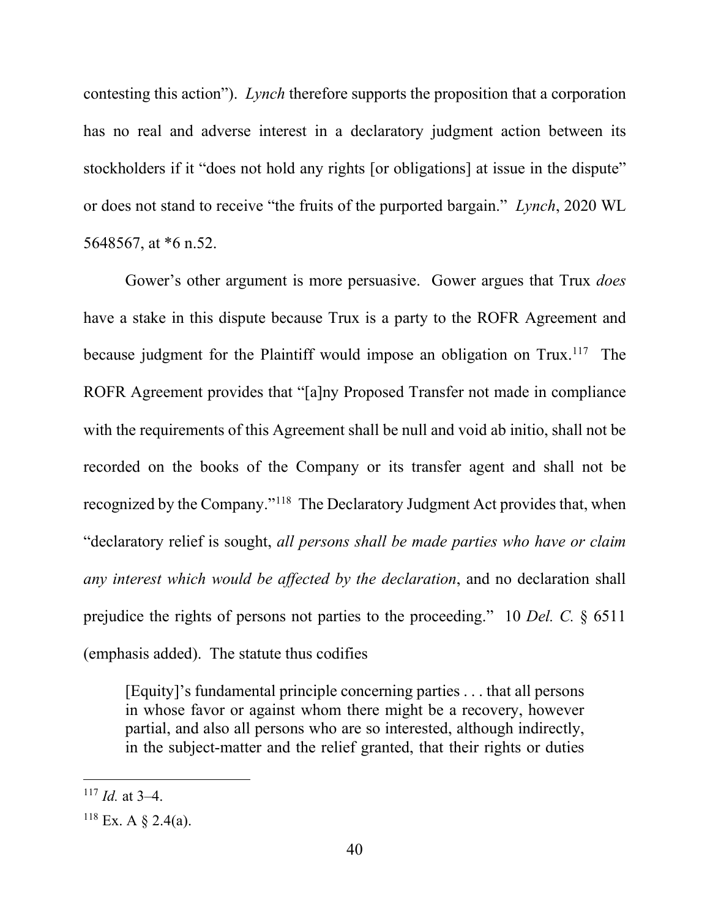contesting this action"). *Lynch* therefore supports the proposition that a corporation has no real and adverse interest in a declaratory judgment action between its stockholders if it "does not hold any rights [or obligations] at issue in the dispute" or does not stand to receive "the fruits of the purported bargain." *Lynch*, 2020 WL 5648567, at *6 n.52.

Gower's other argument is more persuasive. Gower argues that Trux *does* have a stake in this dispute because Trux is a party to the ROFR Agreement and because judgment for the Plaintiff would impose an obligation on Trux.[117] The ROFR Agreement provides that "[a]ny Proposed Transfer not made in compliance with the requirements of this Agreement shall be null and void ab initio, shall not be recorded on the books of the Company or its transfer agent and shall not be recognized by the Company."[118] The Declaratory Judgment Act provides that, when "declaratory relief is sought, *all persons shall be made parties who have or claim any interest which would be affected by the declaration*, and no declaration shall prejudice the rights of persons not parties to the proceeding." 10 *Del. C.* § 6511 (emphasis added). The statute thus codifies

> [Equity]'s fundamental principle concerning parties . . . that all persons in whose favor or against whom there might be a recovery, however partial, and also all persons who are so interested, although indirectly, in the subject-matter and the relief granted, that their rights or duties

---

[117] *Id.* at 3–4.

[118] Ex. A § 2.4(a).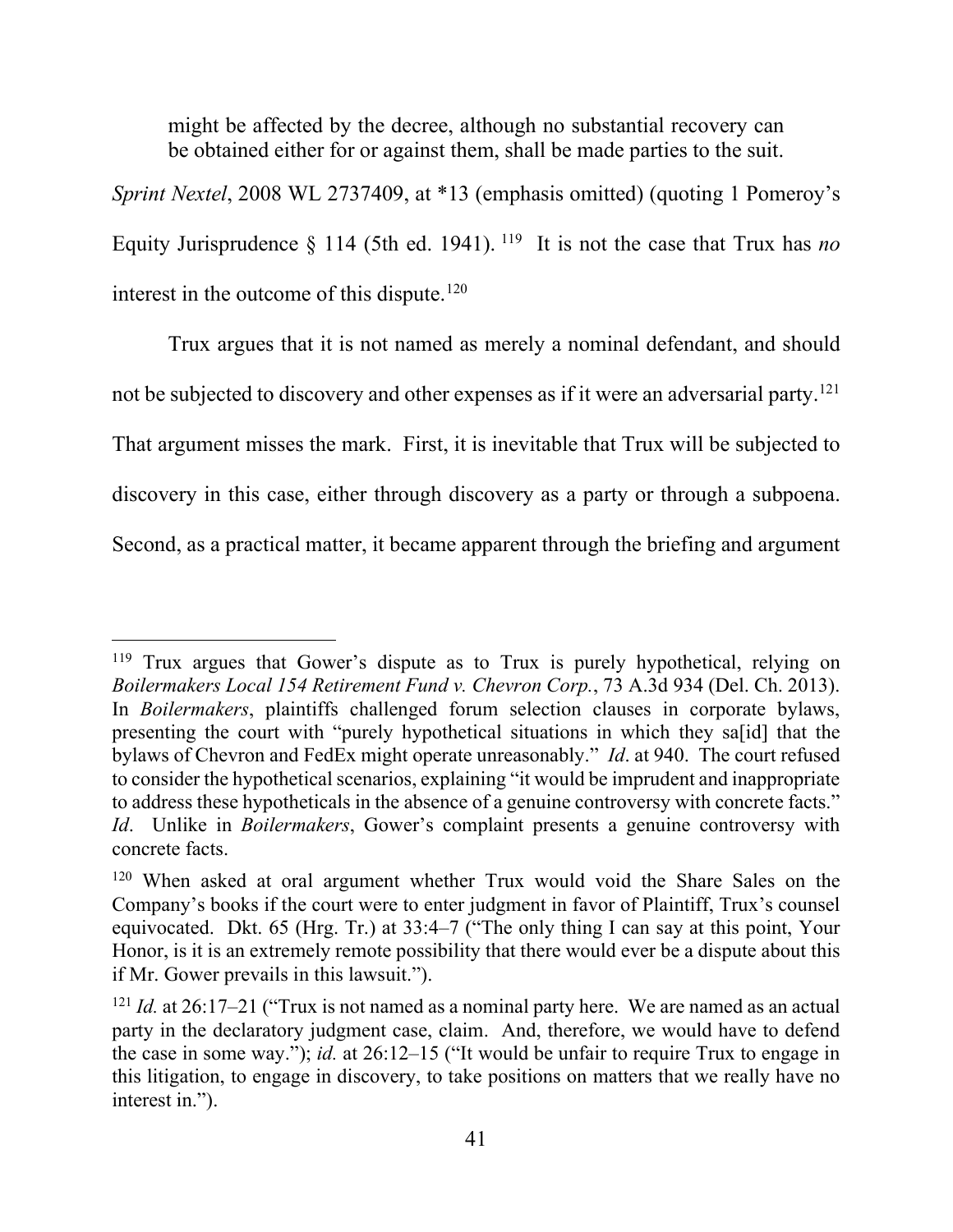> might be affected by the decree, although no substantial recovery can be obtained either for or against them, shall be made parties to the suit.

*Sprint Nextel*, 2008 WL 2737409, at *13 (emphasis omitted) (quoting 1 Pomeroy's Equity Jurisprudence § 114 (5th ed. 1941).[119] It is not the case that Trux has *no* interest in the outcome of this dispute.[120]

Trux argues that it is not named as merely a nominal defendant, and should not be subjected to discovery and other expenses as if it were an adversarial party.[121] That argument misses the mark. First, it is inevitable that Trux will be subjected to discovery in this case, either through discovery as a party or through a subpoena. Second, as a practical matter, it became apparent through the briefing and argument

---

[119] Trux argues that Gower's dispute as to Trux is purely hypothetical, relying on *Boilermakers Local 154 Retirement Fund v. Chevron Corp.*, 73 A.3d 934 (Del. Ch. 2013). In *Boilermakers*, plaintiffs challenged forum selection clauses in corporate bylaws, presenting the court with "purely hypothetical situations in which they sa[id] that the bylaws of Chevron and FedEx might operate unreasonably." *Id*. at 940. The court refused to consider the hypothetical scenarios, explaining "it would be imprudent and inappropriate to address these hypotheticals in the absence of a genuine controversy with concrete facts." *Id*. Unlike in *Boilermakers*, Gower's complaint presents a genuine controversy with concrete facts.

[120] When asked at oral argument whether Trux would void the Share Sales on the Company's books if the court were to enter judgment in favor of Plaintiff, Trux's counsel equivocated. Dkt. 65 (Hrg. Tr.) at 33:4–7 ("The only thing I can say at this point, Your Honor, is it is an extremely remote possibility that there would ever be a dispute about this if Mr. Gower prevails in this lawsuit.").

[121] *Id.* at 26:17–21 ("Trux is not named as a nominal party here. We are named as an actual party in the declaratory judgment case, claim. And, therefore, we would have to defend the case in some way."); *id.* at 26:12–15 ("It would be unfair to require Trux to engage in this litigation, to engage in discovery, to take positions on matters that we really have no interest in.").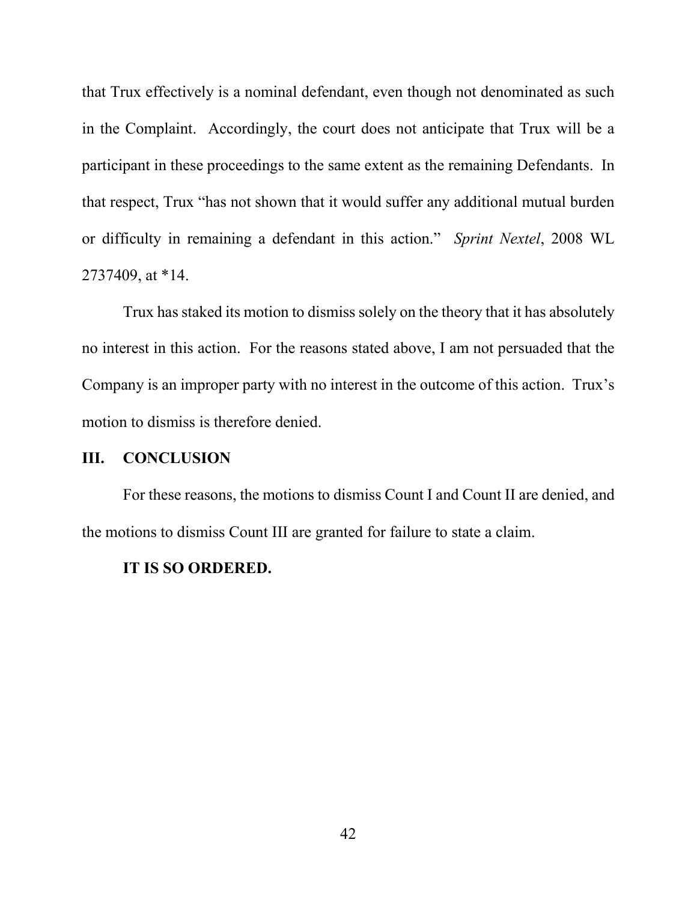that Trux effectively is a nominal defendant, even though not denominated as such in the Complaint. Accordingly, the court does not anticipate that Trux will be a participant in these proceedings to the same extent as the remaining Defendants. In that respect, Trux "has not shown that it would suffer any additional mutual burden or difficulty in remaining a defendant in this action." *Sprint Nextel*, 2008 WL 2737409, at *14.

Trux has staked its motion to dismiss solely on the theory that it has absolutely no interest in this action. For the reasons stated above, I am not persuaded that the Company is an improper party with no interest in the outcome of this action. Trux's motion to dismiss is therefore denied.

## III. CONCLUSION

For these reasons, the motions to dismiss Count I and Count II are denied, and the motions to dismiss Count III are granted for failure to state a claim.

**IT IS SO ORDERED.**